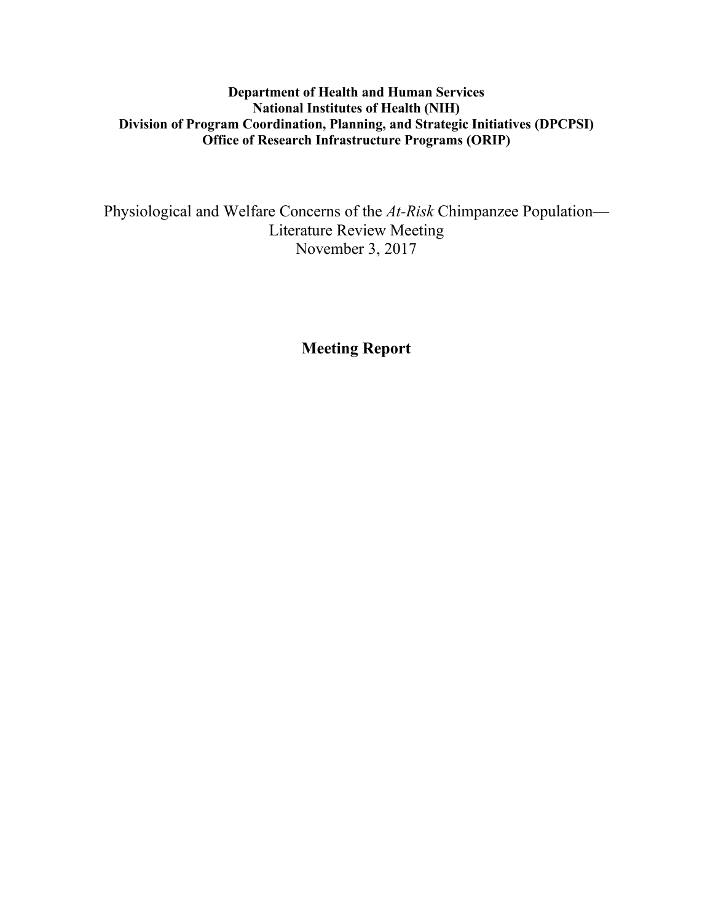**Department of Health and Human Services**
**National Institutes of Health (NIH)**
**Division of Program Coordination, Planning, and Strategic Initiatives (DPCPSI)**
**Office of Research Infrastructure Programs (ORIP)**

# Physiological and Welfare Concerns of the *At-Risk* Chimpanzee Population—Literature Review Meeting

November 3, 2017

## Meeting Report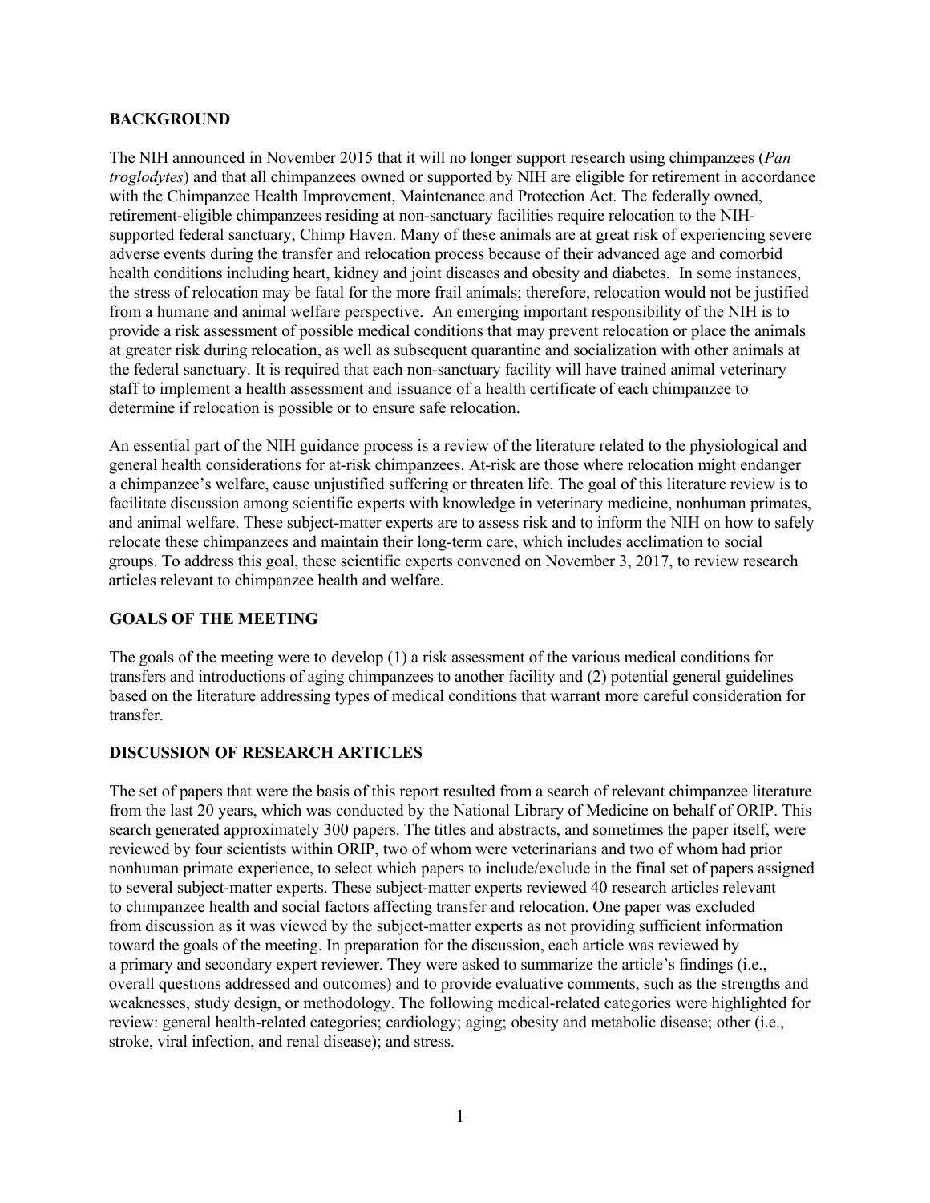## BACKGROUND

The NIH announced in November 2015 that it will no longer support research using chimpanzees (*Pan troglodytes*) and that all chimpanzees owned or supported by NIH are eligible for retirement in accordance with the Chimpanzee Health Improvement, Maintenance and Protection Act. The federally owned, retirement-eligible chimpanzees residing at non-sanctuary facilities require relocation to the NIH-supported federal sanctuary, Chimp Haven. Many of these animals are at great risk of experiencing severe adverse events during the transfer and relocation process because of their advanced age and comorbid health conditions including heart, kidney and joint diseases and obesity and diabetes. In some instances, the stress of relocation may be fatal for the more frail animals; therefore, relocation would not be justified from a humane and animal welfare perspective. An emerging important responsibility of the NIH is to provide a risk assessment of possible medical conditions that may prevent relocation or place the animals at greater risk during relocation, as well as subsequent quarantine and socialization with other animals at the federal sanctuary. It is required that each non-sanctuary facility will have trained animal veterinary staff to implement a health assessment and issuance of a health certificate of each chimpanzee to determine if relocation is possible or to ensure safe relocation.

An essential part of the NIH guidance process is a review of the literature related to the physiological and general health considerations for at-risk chimpanzees. At-risk are those where relocation might endanger a chimpanzee's welfare, cause unjustified suffering or threaten life. The goal of this literature review is to facilitate discussion among scientific experts with knowledge in veterinary medicine, nonhuman primates, and animal welfare. These subject-matter experts are to assess risk and to inform the NIH on how to safely relocate these chimpanzees and maintain their long-term care, which includes acclimation to social groups. To address this goal, these scientific experts convened on November 3, 2017, to review research articles relevant to chimpanzee health and welfare.

## GOALS OF THE MEETING

The goals of the meeting were to develop (1) a risk assessment of the various medical conditions for transfers and introductions of aging chimpanzees to another facility and (2) potential general guidelines based on the literature addressing types of medical conditions that warrant more careful consideration for transfer.

## DISCUSSION OF RESEARCH ARTICLES

The set of papers that were the basis of this report resulted from a search of relevant chimpanzee literature from the last 20 years, which was conducted by the National Library of Medicine on behalf of ORIP. This search generated approximately 300 papers. The titles and abstracts, and sometimes the paper itself, were reviewed by four scientists within ORIP, two of whom were veterinarians and two of whom had prior nonhuman primate experience, to select which papers to include/exclude in the final set of papers assigned to several subject-matter experts. These subject-matter experts reviewed 40 research articles relevant to chimpanzee health and social factors affecting transfer and relocation. One paper was excluded from discussion as it was viewed by the subject-matter experts as not providing sufficient information toward the goals of the meeting. In preparation for the discussion, each article was reviewed by a primary and secondary expert reviewer. They were asked to summarize the article's findings (i.e., overall questions addressed and outcomes) and to provide evaluative comments, such as the strengths and weaknesses, study design, or methodology. The following medical-related categories were highlighted for review: general health-related categories; cardiology; aging; obesity and metabolic disease; other (i.e., stroke, viral infection, and renal disease); and stress.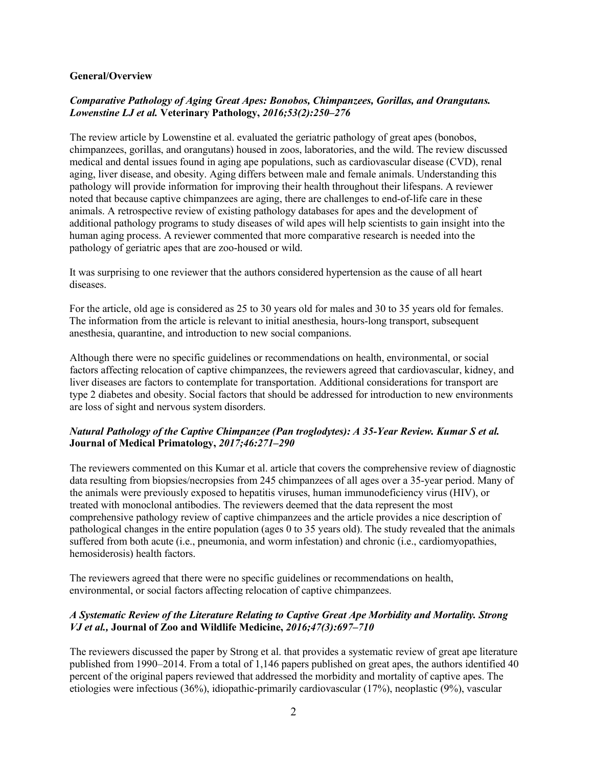**General/Overview**

***Comparative Pathology of Aging Great Apes: Bonobos, Chimpanzees, Gorillas, and Orangutans. Lowenstine LJ et al.*** **Veterinary Pathology,** ***2016;53(2):250–276***

The review article by Lowenstine et al. evaluated the geriatric pathology of great apes (bonobos, chimpanzees, gorillas, and orangutans) housed in zoos, laboratories, and the wild. The review discussed medical and dental issues found in aging ape populations, such as cardiovascular disease (CVD), renal aging, liver disease, and obesity. Aging differs between male and female animals. Understanding this pathology will provide information for improving their health throughout their lifespans. A reviewer noted that because captive chimpanzees are aging, there are challenges to end-of-life care in these animals. A retrospective review of existing pathology databases for apes and the development of additional pathology programs to study diseases of wild apes will help scientists to gain insight into the human aging process. A reviewer commented that more comparative research is needed into the pathology of geriatric apes that are zoo-housed or wild.

It was surprising to one reviewer that the authors considered hypertension as the cause of all heart diseases.

For the article, old age is considered as 25 to 30 years old for males and 30 to 35 years old for females. The information from the article is relevant to initial anesthesia, hours-long transport, subsequent anesthesia, quarantine, and introduction to new social companions.

Although there were no specific guidelines or recommendations on health, environmental, or social factors affecting relocation of captive chimpanzees, the reviewers agreed that cardiovascular, kidney, and liver diseases are factors to contemplate for transportation. Additional considerations for transport are type 2 diabetes and obesity. Social factors that should be addressed for introduction to new environments are loss of sight and nervous system disorders.

***Natural Pathology of the Captive Chimpanzee (Pan troglodytes): A 35-Year Review. Kumar S et al.*** **Journal of Medical Primatology,** ***2017;46:271–290***

The reviewers commented on this Kumar et al. article that covers the comprehensive review of diagnostic data resulting from biopsies/necropsies from 245 chimpanzees of all ages over a 35-year period. Many of the animals were previously exposed to hepatitis viruses, human immunodeficiency virus (HIV), or treated with monoclonal antibodies. The reviewers deemed that the data represent the most comprehensive pathology review of captive chimpanzees and the article provides a nice description of pathological changes in the entire population (ages 0 to 35 years old). The study revealed that the animals suffered from both acute (i.e., pneumonia, and worm infestation) and chronic (i.e., cardiomyopathies, hemosiderosis) health factors.

The reviewers agreed that there were no specific guidelines or recommendations on health, environmental, or social factors affecting relocation of captive chimpanzees.

***A Systematic Review of the Literature Relating to Captive Great Ape Morbidity and Mortality. Strong VJ et al.,*** **Journal of Zoo and Wildlife Medicine,** ***2016;47(3):697–710***

The reviewers discussed the paper by Strong et al. that provides a systematic review of great ape literature published from 1990–2014. From a total of 1,146 papers published on great apes, the authors identified 40 percent of the original papers reviewed that addressed the morbidity and mortality of captive apes. The etiologies were infectious (36%), idiopathic-primarily cardiovascular (17%), neoplastic (9%), vascular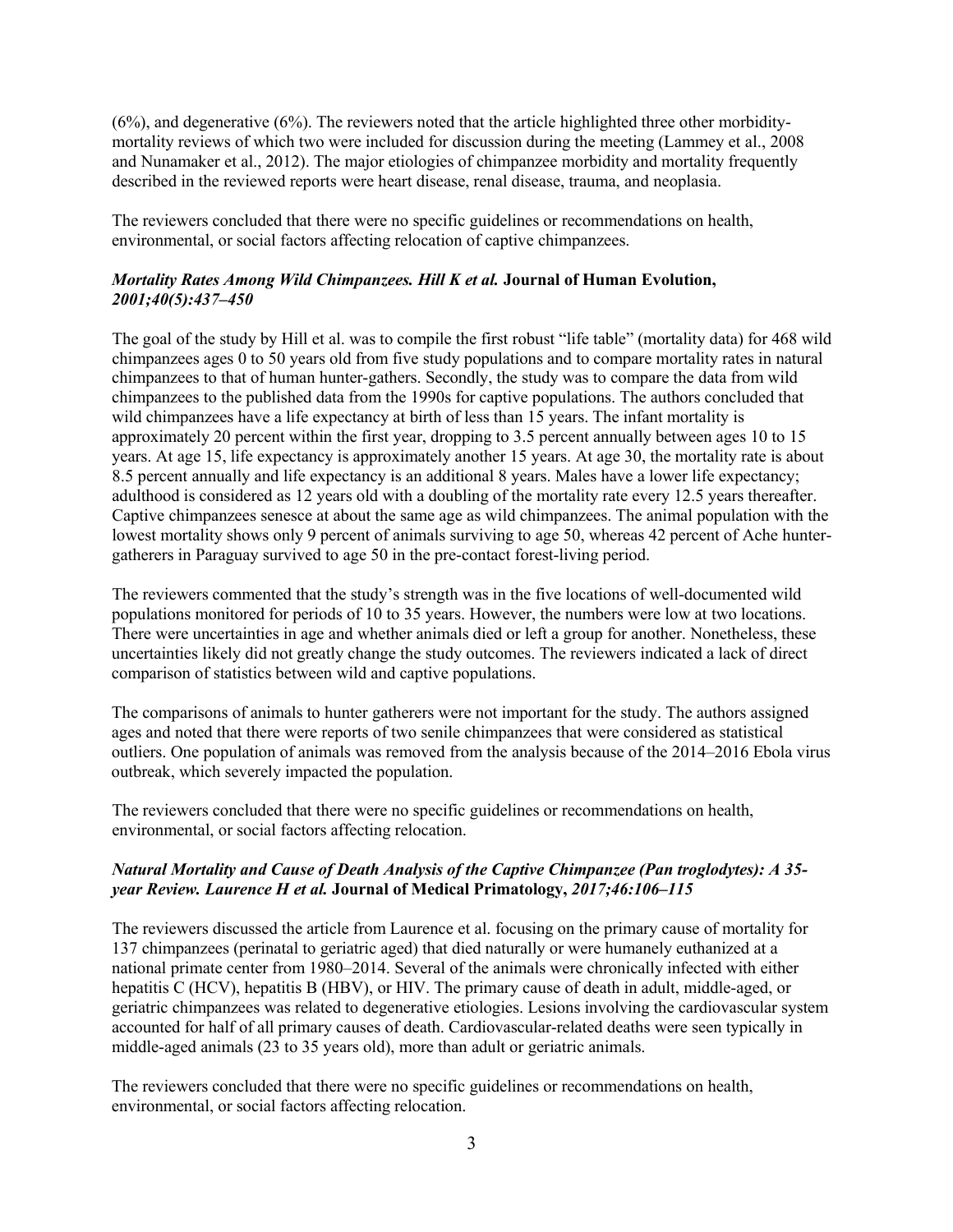(6%), and degenerative (6%). The reviewers noted that the article highlighted three other morbidity-mortality reviews of which two were included for discussion during the meeting (Lammey et al., 2008 and Nunamaker et al., 2012). The major etiologies of chimpanzee morbidity and mortality frequently described in the reviewed reports were heart disease, renal disease, trauma, and neoplasia.

The reviewers concluded that there were no specific guidelines or recommendations on health, environmental, or social factors affecting relocation of captive chimpanzees.

### *Mortality Rates Among Wild Chimpanzees. Hill K et al.* **Journal of Human Evolution,** *2001;40(5):437–450*

The goal of the study by Hill et al. was to compile the first robust "life table" (mortality data) for 468 wild chimpanzees ages 0 to 50 years old from five study populations and to compare mortality rates in natural chimpanzees to that of human hunter-gathers. Secondly, the study was to compare the data from wild chimpanzees to the published data from the 1990s for captive populations. The authors concluded that wild chimpanzees have a life expectancy at birth of less than 15 years. The infant mortality is approximately 20 percent within the first year, dropping to 3.5 percent annually between ages 10 to 15 years. At age 15, life expectancy is approximately another 15 years. At age 30, the mortality rate is about 8.5 percent annually and life expectancy is an additional 8 years. Males have a lower life expectancy; adulthood is considered as 12 years old with a doubling of the mortality rate every 12.5 years thereafter. Captive chimpanzees senesce at about the same age as wild chimpanzees. The animal population with the lowest mortality shows only 9 percent of animals surviving to age 50, whereas 42 percent of Ache hunter-gatherers in Paraguay survived to age 50 in the pre-contact forest-living period.

The reviewers commented that the study's strength was in the five locations of well-documented wild populations monitored for periods of 10 to 35 years. However, the numbers were low at two locations. There were uncertainties in age and whether animals died or left a group for another. Nonetheless, these uncertainties likely did not greatly change the study outcomes. The reviewers indicated a lack of direct comparison of statistics between wild and captive populations.

The comparisons of animals to hunter gatherers were not important for the study. The authors assigned ages and noted that there were reports of two senile chimpanzees that were considered as statistical outliers. One population of animals was removed from the analysis because of the 2014–2016 Ebola virus outbreak, which severely impacted the population.

The reviewers concluded that there were no specific guidelines or recommendations on health, environmental, or social factors affecting relocation.

### *Natural Mortality and Cause of Death Analysis of the Captive Chimpanzee (Pan troglodytes): A 35-year Review. Laurence H et al.* **Journal of Medical Primatology,** *2017;46:106–115*

The reviewers discussed the article from Laurence et al. focusing on the primary cause of mortality for 137 chimpanzees (perinatal to geriatric aged) that died naturally or were humanely euthanized at a national primate center from 1980–2014. Several of the animals were chronically infected with either hepatitis C (HCV), hepatitis B (HBV), or HIV. The primary cause of death in adult, middle-aged, or geriatric chimpanzees was related to degenerative etiologies. Lesions involving the cardiovascular system accounted for half of all primary causes of death. Cardiovascular-related deaths were seen typically in middle-aged animals (23 to 35 years old), more than adult or geriatric animals.

The reviewers concluded that there were no specific guidelines or recommendations on health, environmental, or social factors affecting relocation.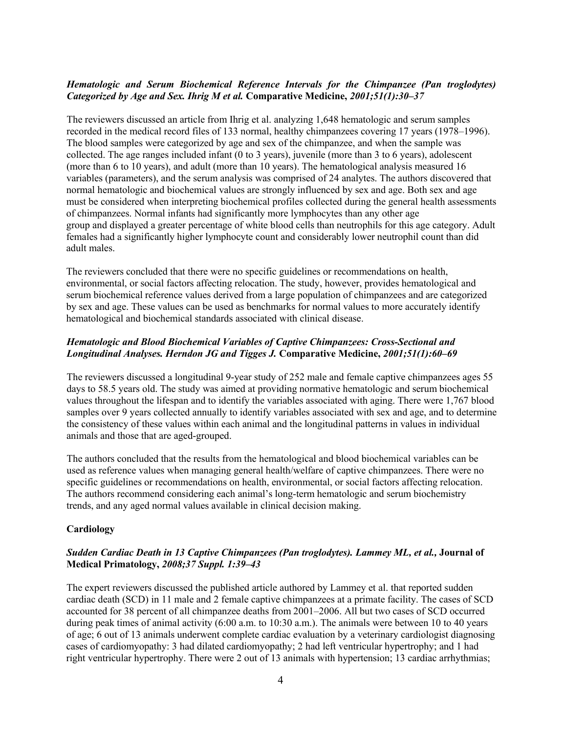***Hematologic and Serum Biochemical Reference Intervals for the Chimpanzee (Pan troglodytes) Categorized by Age and Sex. Ihrig M et al.* Comparative Medicine, *2001;51(1):30–37***

The reviewers discussed an article from Ihrig et al. analyzing 1,648 hematologic and serum samples recorded in the medical record files of 133 normal, healthy chimpanzees covering 17 years (1978–1996). The blood samples were categorized by age and sex of the chimpanzee, and when the sample was collected. The age ranges included infant (0 to 3 years), juvenile (more than 3 to 6 years), adolescent (more than 6 to 10 years), and adult (more than 10 years). The hematological analysis measured 16 variables (parameters), and the serum analysis was comprised of 24 analytes. The authors discovered that normal hematologic and biochemical values are strongly influenced by sex and age. Both sex and age must be considered when interpreting biochemical profiles collected during the general health assessments of chimpanzees. Normal infants had significantly more lymphocytes than any other age group and displayed a greater percentage of white blood cells than neutrophils for this age category. Adult females had a significantly higher lymphocyte count and considerably lower neutrophil count than did adult males.

The reviewers concluded that there were no specific guidelines or recommendations on health, environmental, or social factors affecting relocation. The study, however, provides hematological and serum biochemical reference values derived from a large population of chimpanzees and are categorized by sex and age. These values can be used as benchmarks for normal values to more accurately identify hematological and biochemical standards associated with clinical disease.

***Hematologic and Blood Biochemical Variables of Captive Chimpanzees: Cross-Sectional and Longitudinal Analyses. Herndon JG and Tigges J.* Comparative Medicine, *2001;51(1):60–69***

The reviewers discussed a longitudinal 9-year study of 252 male and female captive chimpanzees ages 55 days to 58.5 years old. The study was aimed at providing normative hematologic and serum biochemical values throughout the lifespan and to identify the variables associated with aging. There were 1,767 blood samples over 9 years collected annually to identify variables associated with sex and age, and to determine the consistency of these values within each animal and the longitudinal patterns in values in individual animals and those that are aged-grouped.

The authors concluded that the results from the hematological and blood biochemical variables can be used as reference values when managing general health/welfare of captive chimpanzees. There were no specific guidelines or recommendations on health, environmental, or social factors affecting relocation. The authors recommend considering each animal's long-term hematologic and serum biochemistry trends, and any aged normal values available in clinical decision making.

**Cardiology**

***Sudden Cardiac Death in 13 Captive Chimpanzees (Pan troglodytes). Lammey ML, et al.,* Journal of Medical Primatology, *2008;37 Suppl. 1:39–43***

The expert reviewers discussed the published article authored by Lammey et al. that reported sudden cardiac death (SCD) in 11 male and 2 female captive chimpanzees at a primate facility. The cases of SCD accounted for 38 percent of all chimpanzee deaths from 2001–2006. All but two cases of SCD occurred during peak times of animal activity (6:00 a.m. to 10:30 a.m.). The animals were between 10 to 40 years of age; 6 out of 13 animals underwent complete cardiac evaluation by a veterinary cardiologist diagnosing cases of cardiomyopathy: 3 had dilated cardiomyopathy; 2 had left ventricular hypertrophy; and 1 had right ventricular hypertrophy. There were 2 out of 13 animals with hypertension; 13 cardiac arrhythmias;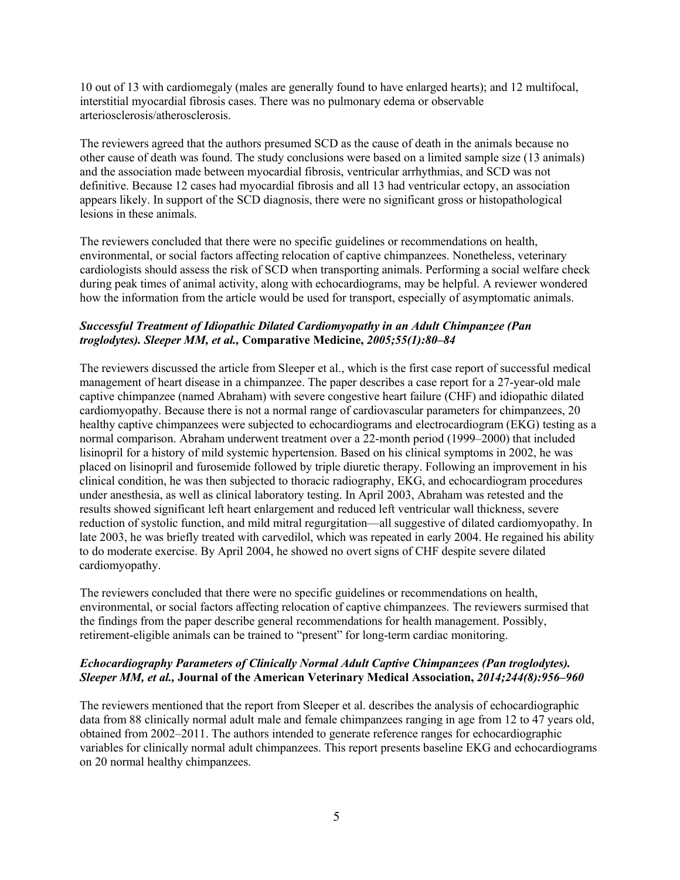10 out of 13 with cardiomegaly (males are generally found to have enlarged hearts); and 12 multifocal, interstitial myocardial fibrosis cases. There was no pulmonary edema or observable arteriosclerosis/atherosclerosis.

The reviewers agreed that the authors presumed SCD as the cause of death in the animals because no other cause of death was found. The study conclusions were based on a limited sample size (13 animals) and the association made between myocardial fibrosis, ventricular arrhythmias, and SCD was not definitive. Because 12 cases had myocardial fibrosis and all 13 had ventricular ectopy, an association appears likely. In support of the SCD diagnosis, there were no significant gross or histopathological lesions in these animals.

The reviewers concluded that there were no specific guidelines or recommendations on health, environmental, or social factors affecting relocation of captive chimpanzees. Nonetheless, veterinary cardiologists should assess the risk of SCD when transporting animals. Performing a social welfare check during peak times of animal activity, along with echocardiograms, may be helpful. A reviewer wondered how the information from the article would be used for transport, especially of asymptomatic animals.

### *Successful Treatment of Idiopathic Dilated Cardiomyopathy in an Adult Chimpanzee (Pan troglodytes). Sleeper MM, et al.,* **Comparative Medicine,** *2005;55(1):80–84*

The reviewers discussed the article from Sleeper et al., which is the first case report of successful medical management of heart disease in a chimpanzee. The paper describes a case report for a 27-year-old male captive chimpanzee (named Abraham) with severe congestive heart failure (CHF) and idiopathic dilated cardiomyopathy. Because there is not a normal range of cardiovascular parameters for chimpanzees, 20 healthy captive chimpanzees were subjected to echocardiograms and electrocardiogram (EKG) testing as a normal comparison. Abraham underwent treatment over a 22-month period (1999–2000) that included lisinopril for a history of mild systemic hypertension. Based on his clinical symptoms in 2002, he was placed on lisinopril and furosemide followed by triple diuretic therapy. Following an improvement in his clinical condition, he was then subjected to thoracic radiography, EKG, and echocardiogram procedures under anesthesia, as well as clinical laboratory testing. In April 2003, Abraham was retested and the results showed significant left heart enlargement and reduced left ventricular wall thickness, severe reduction of systolic function, and mild mitral regurgitation—all suggestive of dilated cardiomyopathy. In late 2003, he was briefly treated with carvedilol, which was repeated in early 2004. He regained his ability to do moderate exercise. By April 2004, he showed no overt signs of CHF despite severe dilated cardiomyopathy.

The reviewers concluded that there were no specific guidelines or recommendations on health, environmental, or social factors affecting relocation of captive chimpanzees. The reviewers surmised that the findings from the paper describe general recommendations for health management. Possibly, retirement-eligible animals can be trained to "present" for long-term cardiac monitoring.

### *Echocardiography Parameters of Clinically Normal Adult Captive Chimpanzees (Pan troglodytes). Sleeper MM, et al.,* **Journal of the American Veterinary Medical Association,** *2014;244(8):956–960*

The reviewers mentioned that the report from Sleeper et al. describes the analysis of echocardiographic data from 88 clinically normal adult male and female chimpanzees ranging in age from 12 to 47 years old, obtained from 2002–2011. The authors intended to generate reference ranges for echocardiographic variables for clinically normal adult chimpanzees. This report presents baseline EKG and echocardiograms on 20 normal healthy chimpanzees.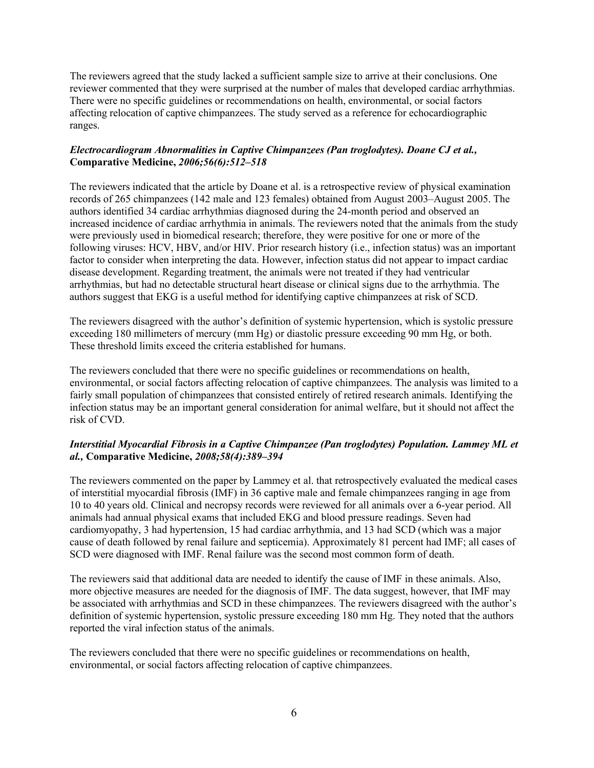The reviewers agreed that the study lacked a sufficient sample size to arrive at their conclusions. One reviewer commented that they were surprised at the number of males that developed cardiac arrhythmias. There were no specific guidelines or recommendations on health, environmental, or social factors affecting relocation of captive chimpanzees. The study served as a reference for echocardiographic ranges.

### *Electrocardiogram Abnormalities in Captive Chimpanzees (Pan troglodytes). Doane CJ et al.,* **Comparative Medicine,** *2006;56(6):512–518*

The reviewers indicated that the article by Doane et al. is a retrospective review of physical examination records of 265 chimpanzees (142 male and 123 females) obtained from August 2003–August 2005. The authors identified 34 cardiac arrhythmias diagnosed during the 24-month period and observed an increased incidence of cardiac arrhythmia in animals. The reviewers noted that the animals from the study were previously used in biomedical research; therefore, they were positive for one or more of the following viruses: HCV, HBV, and/or HIV. Prior research history (i.e., infection status) was an important factor to consider when interpreting the data. However, infection status did not appear to impact cardiac disease development. Regarding treatment, the animals were not treated if they had ventricular arrhythmias, but had no detectable structural heart disease or clinical signs due to the arrhythmia. The authors suggest that EKG is a useful method for identifying captive chimpanzees at risk of SCD.

The reviewers disagreed with the author's definition of systemic hypertension, which is systolic pressure exceeding 180 millimeters of mercury (mm Hg) or diastolic pressure exceeding 90 mm Hg, or both. These threshold limits exceed the criteria established for humans.

The reviewers concluded that there were no specific guidelines or recommendations on health, environmental, or social factors affecting relocation of captive chimpanzees. The analysis was limited to a fairly small population of chimpanzees that consisted entirely of retired research animals. Identifying the infection status may be an important general consideration for animal welfare, but it should not affect the risk of CVD.

### *Interstitial Myocardial Fibrosis in a Captive Chimpanzee (Pan troglodytes) Population. Lammey ML et al.,* **Comparative Medicine,** *2008;58(4):389–394*

The reviewers commented on the paper by Lammey et al. that retrospectively evaluated the medical cases of interstitial myocardial fibrosis (IMF) in 36 captive male and female chimpanzees ranging in age from 10 to 40 years old. Clinical and necropsy records were reviewed for all animals over a 6-year period. All animals had annual physical exams that included EKG and blood pressure readings. Seven had cardiomyopathy, 3 had hypertension, 15 had cardiac arrhythmia, and 13 had SCD (which was a major cause of death followed by renal failure and septicemia). Approximately 81 percent had IMF; all cases of SCD were diagnosed with IMF. Renal failure was the second most common form of death.

The reviewers said that additional data are needed to identify the cause of IMF in these animals. Also, more objective measures are needed for the diagnosis of IMF. The data suggest, however, that IMF may be associated with arrhythmias and SCD in these chimpanzees. The reviewers disagreed with the author's definition of systemic hypertension, systolic pressure exceeding 180 mm Hg. They noted that the authors reported the viral infection status of the animals.

The reviewers concluded that there were no specific guidelines or recommendations on health, environmental, or social factors affecting relocation of captive chimpanzees.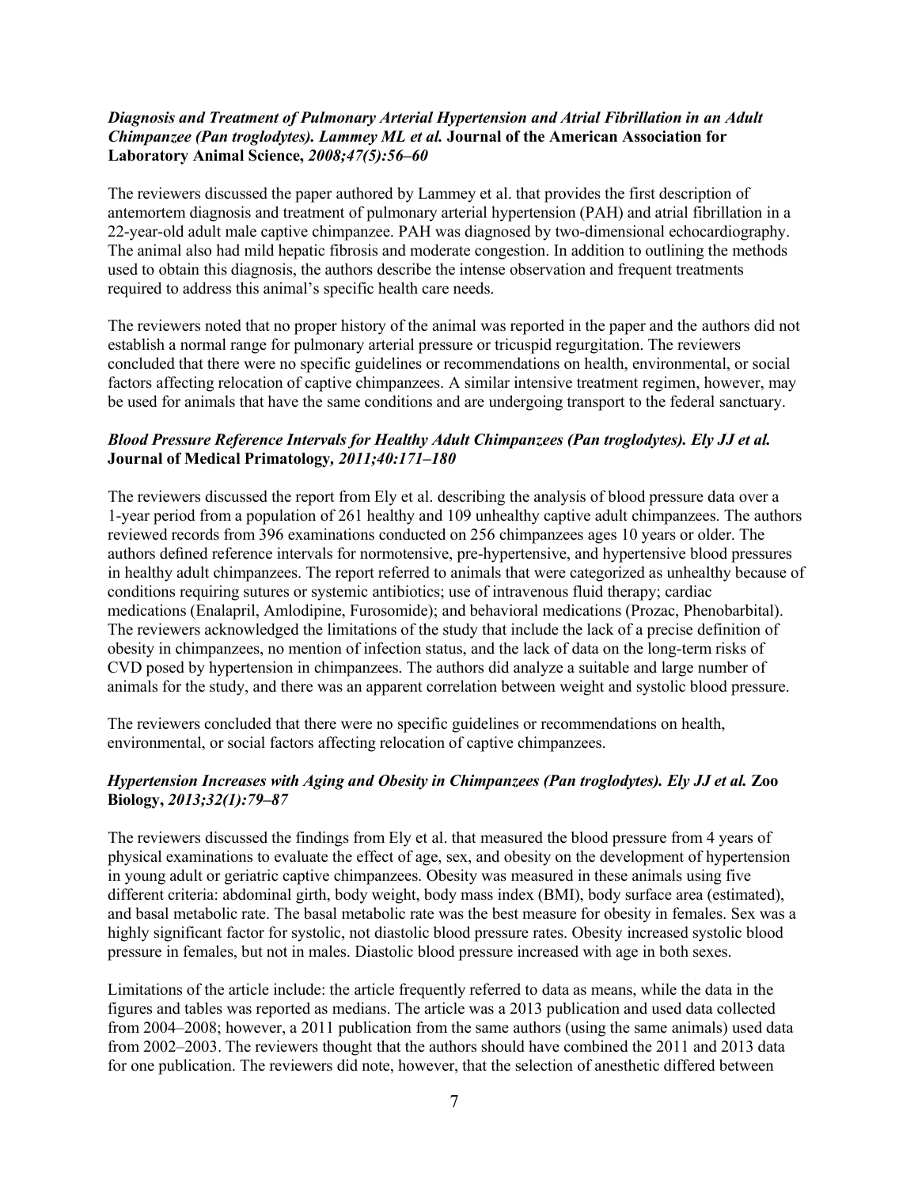### *Diagnosis and Treatment of Pulmonary Arterial Hypertension and Atrial Fibrillation in an Adult Chimpanzee (Pan troglodytes). Lammey ML et al.* **Journal of the American Association for Laboratory Animal Science,** *2008;47(5):56–60*

The reviewers discussed the paper authored by Lammey et al. that provides the first description of antemortem diagnosis and treatment of pulmonary arterial hypertension (PAH) and atrial fibrillation in a 22-year-old adult male captive chimpanzee. PAH was diagnosed by two-dimensional echocardiography. The animal also had mild hepatic fibrosis and moderate congestion. In addition to outlining the methods used to obtain this diagnosis, the authors describe the intense observation and frequent treatments required to address this animal's specific health care needs.

The reviewers noted that no proper history of the animal was reported in the paper and the authors did not establish a normal range for pulmonary arterial pressure or tricuspid regurgitation. The reviewers concluded that there were no specific guidelines or recommendations on health, environmental, or social factors affecting relocation of captive chimpanzees. A similar intensive treatment regimen, however, may be used for animals that have the same conditions and are undergoing transport to the federal sanctuary.

### *Blood Pressure Reference Intervals for Healthy Adult Chimpanzees (Pan troglodytes). Ely JJ et al.* **Journal of Medical Primatology***, 2011;40:171–180*

The reviewers discussed the report from Ely et al. describing the analysis of blood pressure data over a 1-year period from a population of 261 healthy and 109 unhealthy captive adult chimpanzees. The authors reviewed records from 396 examinations conducted on 256 chimpanzees ages 10 years or older. The authors defined reference intervals for normotensive, pre-hypertensive, and hypertensive blood pressures in healthy adult chimpanzees. The report referred to animals that were categorized as unhealthy because of conditions requiring sutures or systemic antibiotics; use of intravenous fluid therapy; cardiac medications (Enalapril, Amlodipine, Furosomide); and behavioral medications (Prozac, Phenobarbital). The reviewers acknowledged the limitations of the study that include the lack of a precise definition of obesity in chimpanzees, no mention of infection status, and the lack of data on the long-term risks of CVD posed by hypertension in chimpanzees. The authors did analyze a suitable and large number of animals for the study, and there was an apparent correlation between weight and systolic blood pressure.

The reviewers concluded that there were no specific guidelines or recommendations on health, environmental, or social factors affecting relocation of captive chimpanzees.

### *Hypertension Increases with Aging and Obesity in Chimpanzees (Pan troglodytes). Ely JJ et al.* **Zoo Biology,** *2013;32(1):79–87*

The reviewers discussed the findings from Ely et al. that measured the blood pressure from 4 years of physical examinations to evaluate the effect of age, sex, and obesity on the development of hypertension in young adult or geriatric captive chimpanzees. Obesity was measured in these animals using five different criteria: abdominal girth, body weight, body mass index (BMI), body surface area (estimated), and basal metabolic rate. The basal metabolic rate was the best measure for obesity in females. Sex was a highly significant factor for systolic, not diastolic blood pressure rates. Obesity increased systolic blood pressure in females, but not in males. Diastolic blood pressure increased with age in both sexes.

Limitations of the article include: the article frequently referred to data as means, while the data in the figures and tables was reported as medians. The article was a 2013 publication and used data collected from 2004–2008; however, a 2011 publication from the same authors (using the same animals) used data from 2002–2003. The reviewers thought that the authors should have combined the 2011 and 2013 data for one publication. The reviewers did note, however, that the selection of anesthetic differed between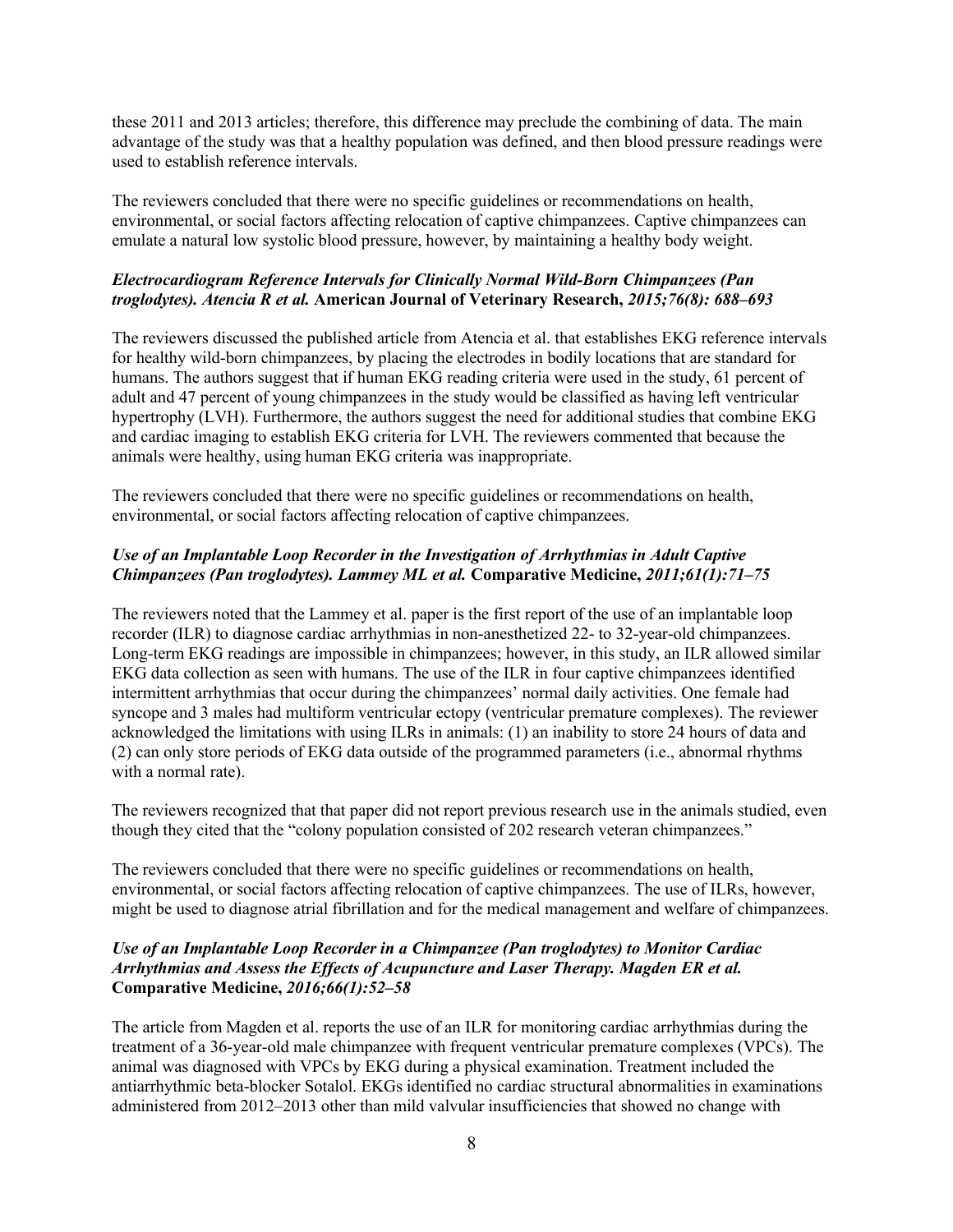these 2011 and 2013 articles; therefore, this difference may preclude the combining of data. The main advantage of the study was that a healthy population was defined, and then blood pressure readings were used to establish reference intervals.

The reviewers concluded that there were no specific guidelines or recommendations on health, environmental, or social factors affecting relocation of captive chimpanzees. Captive chimpanzees can emulate a natural low systolic blood pressure, however, by maintaining a healthy body weight.

### *Electrocardiogram Reference Intervals for Clinically Normal Wild-Born Chimpanzees (Pan troglodytes). Atencia R et al.* **American Journal of Veterinary Research,** *2015;76(8): 688–693*

The reviewers discussed the published article from Atencia et al. that establishes EKG reference intervals for healthy wild-born chimpanzees, by placing the electrodes in bodily locations that are standard for humans. The authors suggest that if human EKG reading criteria were used in the study, 61 percent of adult and 47 percent of young chimpanzees in the study would be classified as having left ventricular hypertrophy (LVH). Furthermore, the authors suggest the need for additional studies that combine EKG and cardiac imaging to establish EKG criteria for LVH. The reviewers commented that because the animals were healthy, using human EKG criteria was inappropriate.

The reviewers concluded that there were no specific guidelines or recommendations on health, environmental, or social factors affecting relocation of captive chimpanzees.

### *Use of an Implantable Loop Recorder in the Investigation of Arrhythmias in Adult Captive Chimpanzees (Pan troglodytes). Lammey ML et al.* **Comparative Medicine,** *2011;61(1):71–75*

The reviewers noted that the Lammey et al. paper is the first report of the use of an implantable loop recorder (ILR) to diagnose cardiac arrhythmias in non-anesthetized 22- to 32-year-old chimpanzees. Long-term EKG readings are impossible in chimpanzees; however, in this study, an ILR allowed similar EKG data collection as seen with humans. The use of the ILR in four captive chimpanzees identified intermittent arrhythmias that occur during the chimpanzees' normal daily activities. One female had syncope and 3 males had multiform ventricular ectopy (ventricular premature complexes). The reviewer acknowledged the limitations with using ILRs in animals: (1) an inability to store 24 hours of data and (2) can only store periods of EKG data outside of the programmed parameters (i.e., abnormal rhythms with a normal rate).

The reviewers recognized that that paper did not report previous research use in the animals studied, even though they cited that the "colony population consisted of 202 research veteran chimpanzees."

The reviewers concluded that there were no specific guidelines or recommendations on health, environmental, or social factors affecting relocation of captive chimpanzees. The use of ILRs, however, might be used to diagnose atrial fibrillation and for the medical management and welfare of chimpanzees.

### *Use of an Implantable Loop Recorder in a Chimpanzee (Pan troglodytes) to Monitor Cardiac Arrhythmias and Assess the Effects of Acupuncture and Laser Therapy. Magden ER et al.* **Comparative Medicine,** *2016;66(1):52–58*

The article from Magden et al. reports the use of an ILR for monitoring cardiac arrhythmias during the treatment of a 36-year-old male chimpanzee with frequent ventricular premature complexes (VPCs). The animal was diagnosed with VPCs by EKG during a physical examination. Treatment included the antiarrhythmic beta-blocker Sotalol. EKGs identified no cardiac structural abnormalities in examinations administered from 2012–2013 other than mild valvular insufficiencies that showed no change with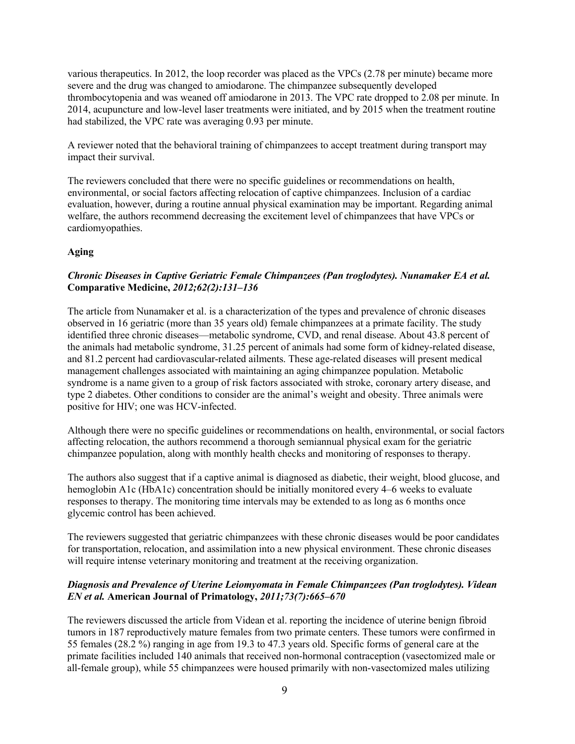various therapeutics. In 2012, the loop recorder was placed as the VPCs (2.78 per minute) became more severe and the drug was changed to amiodarone. The chimpanzee subsequently developed thrombocytopenia and was weaned off amiodarone in 2013. The VPC rate dropped to 2.08 per minute. In 2014, acupuncture and low-level laser treatments were initiated, and by 2015 when the treatment routine had stabilized, the VPC rate was averaging 0.93 per minute.

A reviewer noted that the behavioral training of chimpanzees to accept treatment during transport may impact their survival.

The reviewers concluded that there were no specific guidelines or recommendations on health, environmental, or social factors affecting relocation of captive chimpanzees. Inclusion of a cardiac evaluation, however, during a routine annual physical examination may be important. Regarding animal welfare, the authors recommend decreasing the excitement level of chimpanzees that have VPCs or cardiomyopathies.

**Aging**

***Chronic Diseases in Captive Geriatric Female Chimpanzees (Pan troglodytes). Nunamaker EA et al.* Comparative Medicine, *2012;62(2):131–136***

The article from Nunamaker et al. is a characterization of the types and prevalence of chronic diseases observed in 16 geriatric (more than 35 years old) female chimpanzees at a primate facility. The study identified three chronic diseases—metabolic syndrome, CVD, and renal disease. About 43.8 percent of the animals had metabolic syndrome, 31.25 percent of animals had some form of kidney-related disease, and 81.2 percent had cardiovascular-related ailments. These age-related diseases will present medical management challenges associated with maintaining an aging chimpanzee population. Metabolic syndrome is a name given to a group of risk factors associated with stroke, coronary artery disease, and type 2 diabetes. Other conditions to consider are the animal's weight and obesity. Three animals were positive for HIV; one was HCV-infected.

Although there were no specific guidelines or recommendations on health, environmental, or social factors affecting relocation, the authors recommend a thorough semiannual physical exam for the geriatric chimpanzee population, along with monthly health checks and monitoring of responses to therapy.

The authors also suggest that if a captive animal is diagnosed as diabetic, their weight, blood glucose, and hemoglobin A1c (HbA1c) concentration should be initially monitored every 4–6 weeks to evaluate responses to therapy. The monitoring time intervals may be extended to as long as 6 months once glycemic control has been achieved.

The reviewers suggested that geriatric chimpanzees with these chronic diseases would be poor candidates for transportation, relocation, and assimilation into a new physical environment. These chronic diseases will require intense veterinary monitoring and treatment at the receiving organization.

***Diagnosis and Prevalence of Uterine Leiomyomata in Female Chimpanzees (Pan troglodytes). Videan EN et al.* American Journal of Primatology, *2011;73(7):665–670***

The reviewers discussed the article from Videan et al. reporting the incidence of uterine benign fibroid tumors in 187 reproductively mature females from two primate centers. These tumors were confirmed in 55 females (28.2 %) ranging in age from 19.3 to 47.3 years old. Specific forms of general care at the primate facilities included 140 animals that received non-hormonal contraception (vasectomized male or all-female group), while 55 chimpanzees were housed primarily with non-vasectomized males utilizing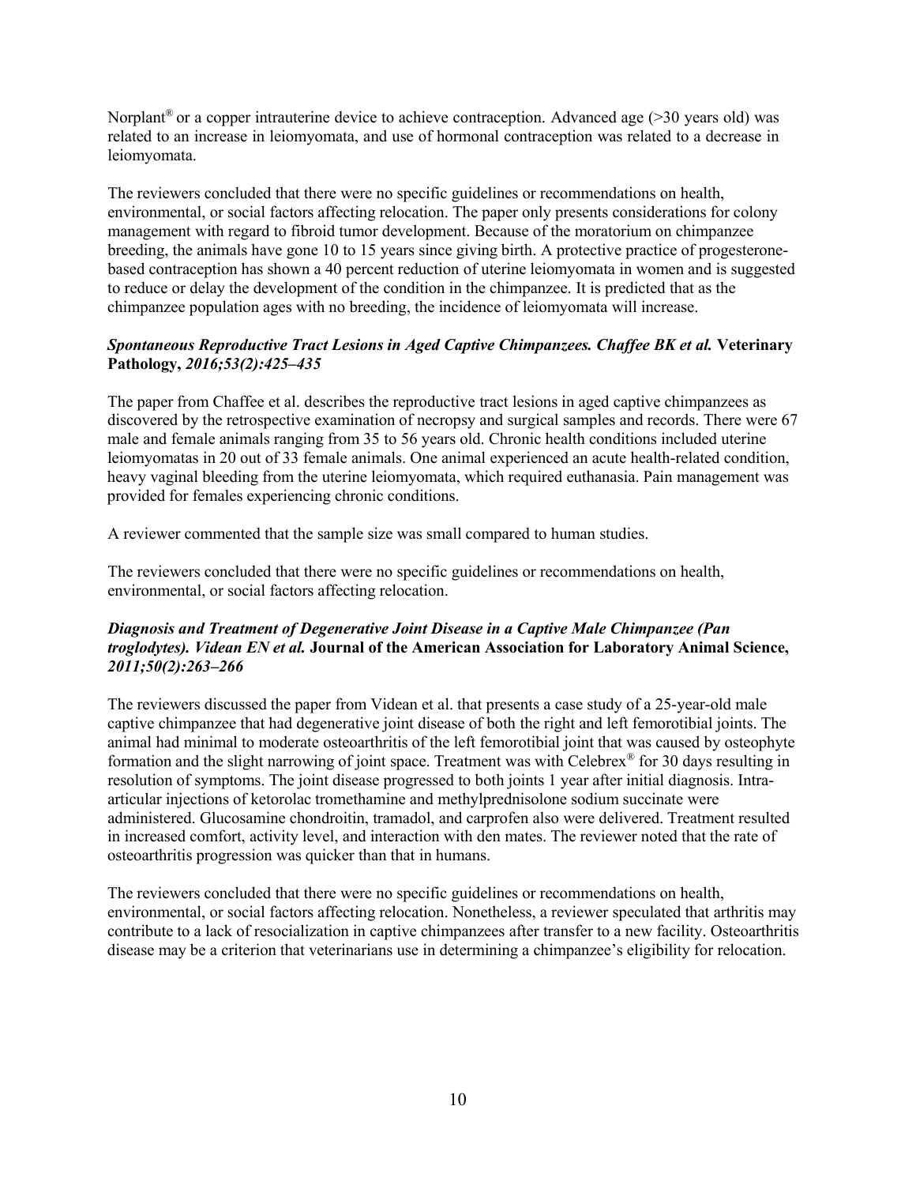Norplant® or a copper intrauterine device to achieve contraception. Advanced age (>30 years old) was related to an increase in leiomyomata, and use of hormonal contraception was related to a decrease in leiomyomata.

The reviewers concluded that there were no specific guidelines or recommendations on health, environmental, or social factors affecting relocation. The paper only presents considerations for colony management with regard to fibroid tumor development. Because of the moratorium on chimpanzee breeding, the animals have gone 10 to 15 years since giving birth. A protective practice of progesterone-based contraception has shown a 40 percent reduction of uterine leiomyomata in women and is suggested to reduce or delay the development of the condition in the chimpanzee. It is predicted that as the chimpanzee population ages with no breeding, the incidence of leiomyomata will increase.

### *Spontaneous Reproductive Tract Lesions in Aged Captive Chimpanzees. Chaffee BK et al.* **Veterinary Pathology,** *2016;53(2):425–435*

The paper from Chaffee et al. describes the reproductive tract lesions in aged captive chimpanzees as discovered by the retrospective examination of necropsy and surgical samples and records. There were 67 male and female animals ranging from 35 to 56 years old. Chronic health conditions included uterine leiomyomatas in 20 out of 33 female animals. One animal experienced an acute health-related condition, heavy vaginal bleeding from the uterine leiomyomata, which required euthanasia. Pain management was provided for females experiencing chronic conditions.

A reviewer commented that the sample size was small compared to human studies.

The reviewers concluded that there were no specific guidelines or recommendations on health, environmental, or social factors affecting relocation.

### *Diagnosis and Treatment of Degenerative Joint Disease in a Captive Male Chimpanzee (Pan troglodytes). Videan EN et al.* **Journal of the American Association for Laboratory Animal Science,** *2011;50(2):263–266*

The reviewers discussed the paper from Videan et al. that presents a case study of a 25-year-old male captive chimpanzee that had degenerative joint disease of both the right and left femorotibial joints. The animal had minimal to moderate osteoarthritis of the left femorotibial joint that was caused by osteophyte formation and the slight narrowing of joint space. Treatment was with Celebrex® for 30 days resulting in resolution of symptoms. The joint disease progressed to both joints 1 year after initial diagnosis. Intra-articular injections of ketorolac tromethamine and methylprednisolone sodium succinate were administered. Glucosamine chondroitin, tramadol, and carprofen also were delivered. Treatment resulted in increased comfort, activity level, and interaction with den mates. The reviewer noted that the rate of osteoarthritis progression was quicker than that in humans.

The reviewers concluded that there were no specific guidelines or recommendations on health, environmental, or social factors affecting relocation. Nonetheless, a reviewer speculated that arthritis may contribute to a lack of resocialization in captive chimpanzees after transfer to a new facility. Osteoarthritis disease may be a criterion that veterinarians use in determining a chimpanzee's eligibility for relocation.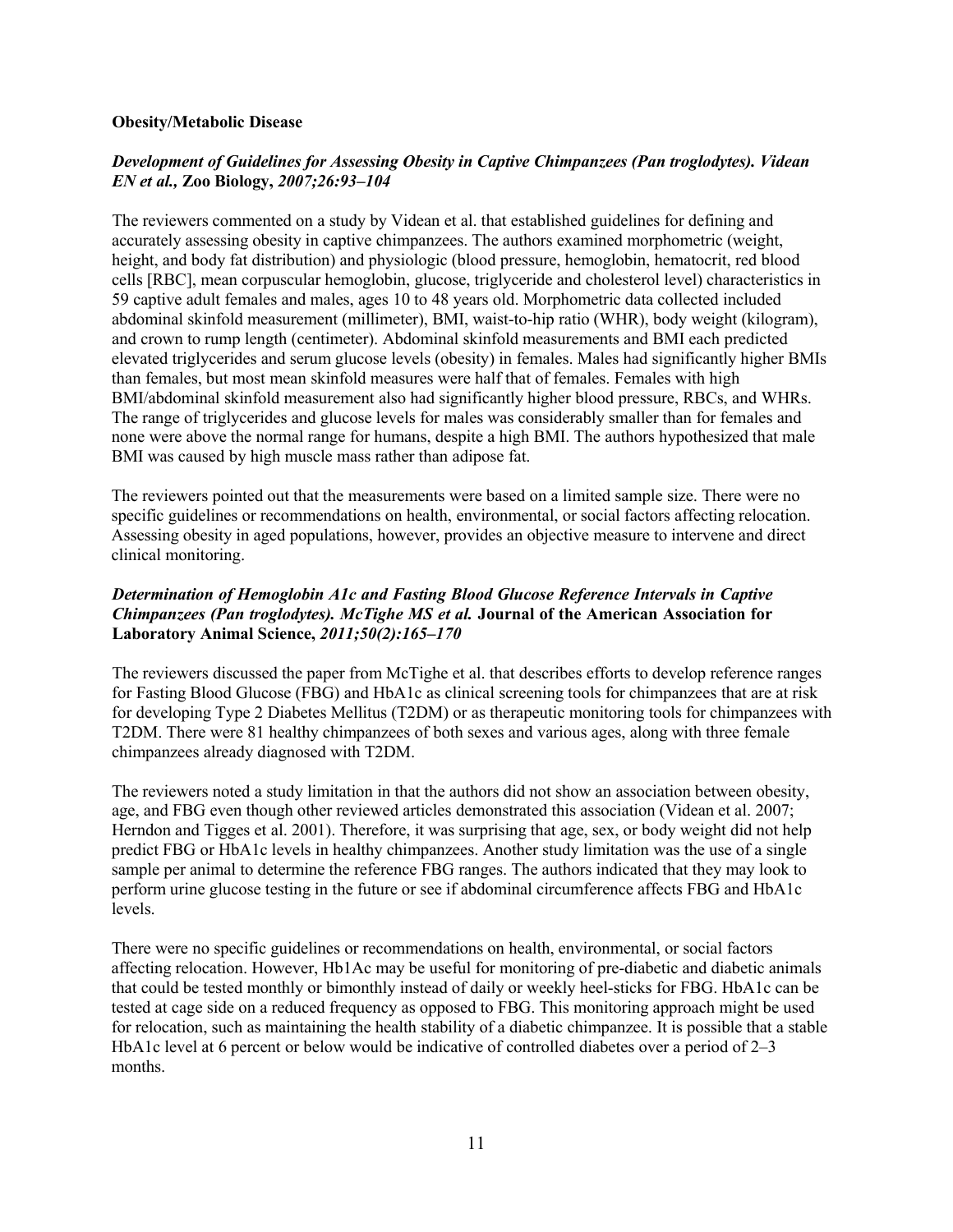**Obesity/Metabolic Disease**

***Development of Guidelines for Assessing Obesity in Captive Chimpanzees (Pan troglodytes). Videan EN et al.,* Zoo Biology, *2007;26:93–104***

The reviewers commented on a study by Videan et al. that established guidelines for defining and accurately assessing obesity in captive chimpanzees. The authors examined morphometric (weight, height, and body fat distribution) and physiologic (blood pressure, hemoglobin, hematocrit, red blood cells [RBC], mean corpuscular hemoglobin, glucose, triglyceride and cholesterol level) characteristics in 59 captive adult females and males, ages 10 to 48 years old. Morphometric data collected included abdominal skinfold measurement (millimeter), BMI, waist-to-hip ratio (WHR), body weight (kilogram), and crown to rump length (centimeter). Abdominal skinfold measurements and BMI each predicted elevated triglycerides and serum glucose levels (obesity) in females. Males had significantly higher BMIs than females, but most mean skinfold measures were half that of females. Females with high BMI/abdominal skinfold measurement also had significantly higher blood pressure, RBCs, and WHRs. The range of triglycerides and glucose levels for males was considerably smaller than for females and none were above the normal range for humans, despite a high BMI. The authors hypothesized that male BMI was caused by high muscle mass rather than adipose fat.

The reviewers pointed out that the measurements were based on a limited sample size. There were no specific guidelines or recommendations on health, environmental, or social factors affecting relocation. Assessing obesity in aged populations, however, provides an objective measure to intervene and direct clinical monitoring.

***Determination of Hemoglobin A1c and Fasting Blood Glucose Reference Intervals in Captive Chimpanzees (Pan troglodytes). McTighe MS et al.* Journal of the American Association for Laboratory Animal Science, *2011;50(2):165–170***

The reviewers discussed the paper from McTighe et al. that describes efforts to develop reference ranges for Fasting Blood Glucose (FBG) and HbA1c as clinical screening tools for chimpanzees that are at risk for developing Type 2 Diabetes Mellitus (T2DM) or as therapeutic monitoring tools for chimpanzees with T2DM. There were 81 healthy chimpanzees of both sexes and various ages, along with three female chimpanzees already diagnosed with T2DM.

The reviewers noted a study limitation in that the authors did not show an association between obesity, age, and FBG even though other reviewed articles demonstrated this association (Videan et al. 2007; Herndon and Tigges et al. 2001). Therefore, it was surprising that age, sex, or body weight did not help predict FBG or HbA1c levels in healthy chimpanzees. Another study limitation was the use of a single sample per animal to determine the reference FBG ranges. The authors indicated that they may look to perform urine glucose testing in the future or see if abdominal circumference affects FBG and HbA1c levels.

There were no specific guidelines or recommendations on health, environmental, or social factors affecting relocation. However, Hb1Ac may be useful for monitoring of pre-diabetic and diabetic animals that could be tested monthly or bimonthly instead of daily or weekly heel-sticks for FBG. HbA1c can be tested at cage side on a reduced frequency as opposed to FBG. This monitoring approach might be used for relocation, such as maintaining the health stability of a diabetic chimpanzee. It is possible that a stable HbA1c level at 6 percent or below would be indicative of controlled diabetes over a period of 2–3 months.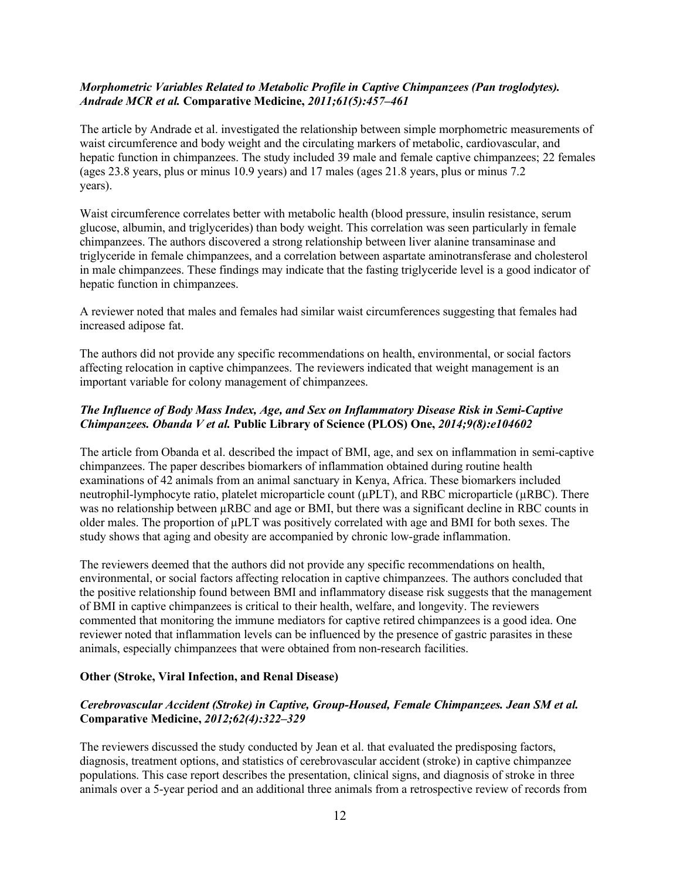***Morphometric Variables Related to Metabolic Profile in Captive Chimpanzees (Pan troglodytes). Andrade MCR et al.*** **Comparative Medicine,** ***2011;61(5):457–461***

The article by Andrade et al. investigated the relationship between simple morphometric measurements of waist circumference and body weight and the circulating markers of metabolic, cardiovascular, and hepatic function in chimpanzees. The study included 39 male and female captive chimpanzees; 22 females (ages 23.8 years, plus or minus 10.9 years) and 17 males (ages 21.8 years, plus or minus 7.2 years).

Waist circumference correlates better with metabolic health (blood pressure, insulin resistance, serum glucose, albumin, and triglycerides) than body weight. This correlation was seen particularly in female chimpanzees. The authors discovered a strong relationship between liver alanine transaminase and triglyceride in female chimpanzees, and a correlation between aspartate aminotransferase and cholesterol in male chimpanzees. These findings may indicate that the fasting triglyceride level is a good indicator of hepatic function in chimpanzees.

A reviewer noted that males and females had similar waist circumferences suggesting that females had increased adipose fat.

The authors did not provide any specific recommendations on health, environmental, or social factors affecting relocation in captive chimpanzees. The reviewers indicated that weight management is an important variable for colony management of chimpanzees.

***The Influence of Body Mass Index, Age, and Sex on Inflammatory Disease Risk in Semi-Captive Chimpanzees. Obanda V et al.*** **Public Library of Science (PLOS) One,** ***2014;9(8):e104602***

The article from Obanda et al. described the impact of BMI, age, and sex on inflammation in semi-captive chimpanzees. The paper describes biomarkers of inflammation obtained during routine health examinations of 42 animals from an animal sanctuary in Kenya, Africa. These biomarkers included neutrophil-lymphocyte ratio, platelet microparticle count (μPLT), and RBC microparticle (μRBC). There was no relationship between μRBC and age or BMI, but there was a significant decline in RBC counts in older males. The proportion of μPLT was positively correlated with age and BMI for both sexes. The study shows that aging and obesity are accompanied by chronic low-grade inflammation.

The reviewers deemed that the authors did not provide any specific recommendations on health, environmental, or social factors affecting relocation in captive chimpanzees. The authors concluded that the positive relationship found between BMI and inflammatory disease risk suggests that the management of BMI in captive chimpanzees is critical to their health, welfare, and longevity. The reviewers commented that monitoring the immune mediators for captive retired chimpanzees is a good idea. One reviewer noted that inflammation levels can be influenced by the presence of gastric parasites in these animals, especially chimpanzees that were obtained from non-research facilities.

**Other (Stroke, Viral Infection, and Renal Disease)**

***Cerebrovascular Accident (Stroke) in Captive, Group-Housed, Female Chimpanzees. Jean SM et al.*** **Comparative Medicine,** ***2012;62(4):322–329***

The reviewers discussed the study conducted by Jean et al. that evaluated the predisposing factors, diagnosis, treatment options, and statistics of cerebrovascular accident (stroke) in captive chimpanzee populations. This case report describes the presentation, clinical signs, and diagnosis of stroke in three animals over a 5-year period and an additional three animals from a retrospective review of records from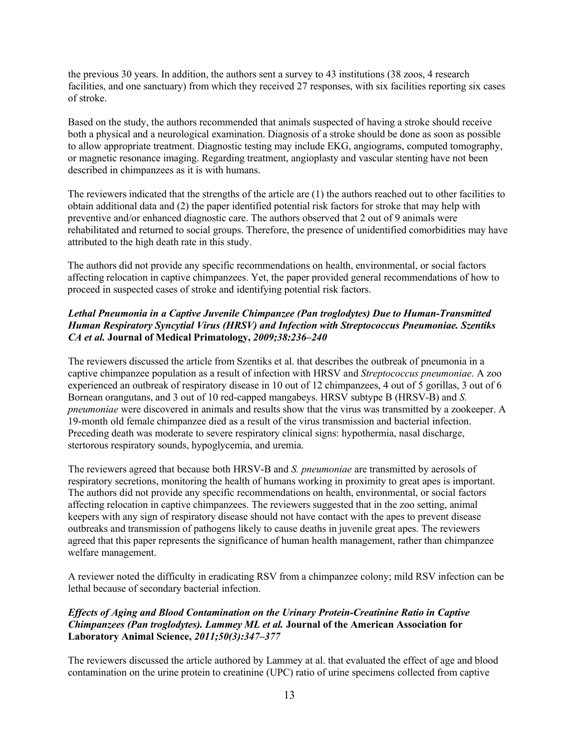the previous 30 years. In addition, the authors sent a survey to 43 institutions (38 zoos, 4 research facilities, and one sanctuary) from which they received 27 responses, with six facilities reporting six cases of stroke.

Based on the study, the authors recommended that animals suspected of having a stroke should receive both a physical and a neurological examination. Diagnosis of a stroke should be done as soon as possible to allow appropriate treatment. Diagnostic testing may include EKG, angiograms, computed tomography, or magnetic resonance imaging. Regarding treatment, angioplasty and vascular stenting have not been described in chimpanzees as it is with humans.

The reviewers indicated that the strengths of the article are (1) the authors reached out to other facilities to obtain additional data and (2) the paper identified potential risk factors for stroke that may help with preventive and/or enhanced diagnostic care. The authors observed that 2 out of 9 animals were rehabilitated and returned to social groups. Therefore, the presence of unidentified comorbidities may have attributed to the high death rate in this study.

The authors did not provide any specific recommendations on health, environmental, or social factors affecting relocation in captive chimpanzees. Yet, the paper provided general recommendations of how to proceed in suspected cases of stroke and identifying potential risk factors.

### *Lethal Pneumonia in a Captive Juvenile Chimpanzee (Pan troglodytes) Due to Human-Transmitted Human Respiratory Syncytial Virus (HRSV) and Infection with Streptococcus Pneumoniae. Szentiks CA et al.* **Journal of Medical Primatology,** *2009;38:236–240*

The reviewers discussed the article from Szentiks et al. that describes the outbreak of pneumonia in a captive chimpanzee population as a result of infection with HRSV and *Streptococcus pneumoniae*. A zoo experienced an outbreak of respiratory disease in 10 out of 12 chimpanzees, 4 out of 5 gorillas, 3 out of 6 Bornean orangutans, and 3 out of 10 red-capped mangabeys. HRSV subtype B (HRSV-B) and *S. pneumoniae* were discovered in animals and results show that the virus was transmitted by a zookeeper. A 19-month old female chimpanzee died as a result of the virus transmission and bacterial infection. Preceding death was moderate to severe respiratory clinical signs: hypothermia, nasal discharge, stertorous respiratory sounds, hypoglycemia, and uremia.

The reviewers agreed that because both HRSV-B and *S. pneumoniae* are transmitted by aerosols of respiratory secretions, monitoring the health of humans working in proximity to great apes is important. The authors did not provide any specific recommendations on health, environmental, or social factors affecting relocation in captive chimpanzees. The reviewers suggested that in the zoo setting, animal keepers with any sign of respiratory disease should not have contact with the apes to prevent disease outbreaks and transmission of pathogens likely to cause deaths in juvenile great apes. The reviewers agreed that this paper represents the significance of human health management, rather than chimpanzee welfare management.

A reviewer noted the difficulty in eradicating RSV from a chimpanzee colony; mild RSV infection can be lethal because of secondary bacterial infection.

### *Effects of Aging and Blood Contamination on the Urinary Protein-Creatinine Ratio in Captive Chimpanzees (Pan troglodytes). Lammey ML et al.* **Journal of the American Association for Laboratory Animal Science,** *2011;50(3):347–377*

The reviewers discussed the article authored by Lammey at al. that evaluated the effect of age and blood contamination on the urine protein to creatinine (UPC) ratio of urine specimens collected from captive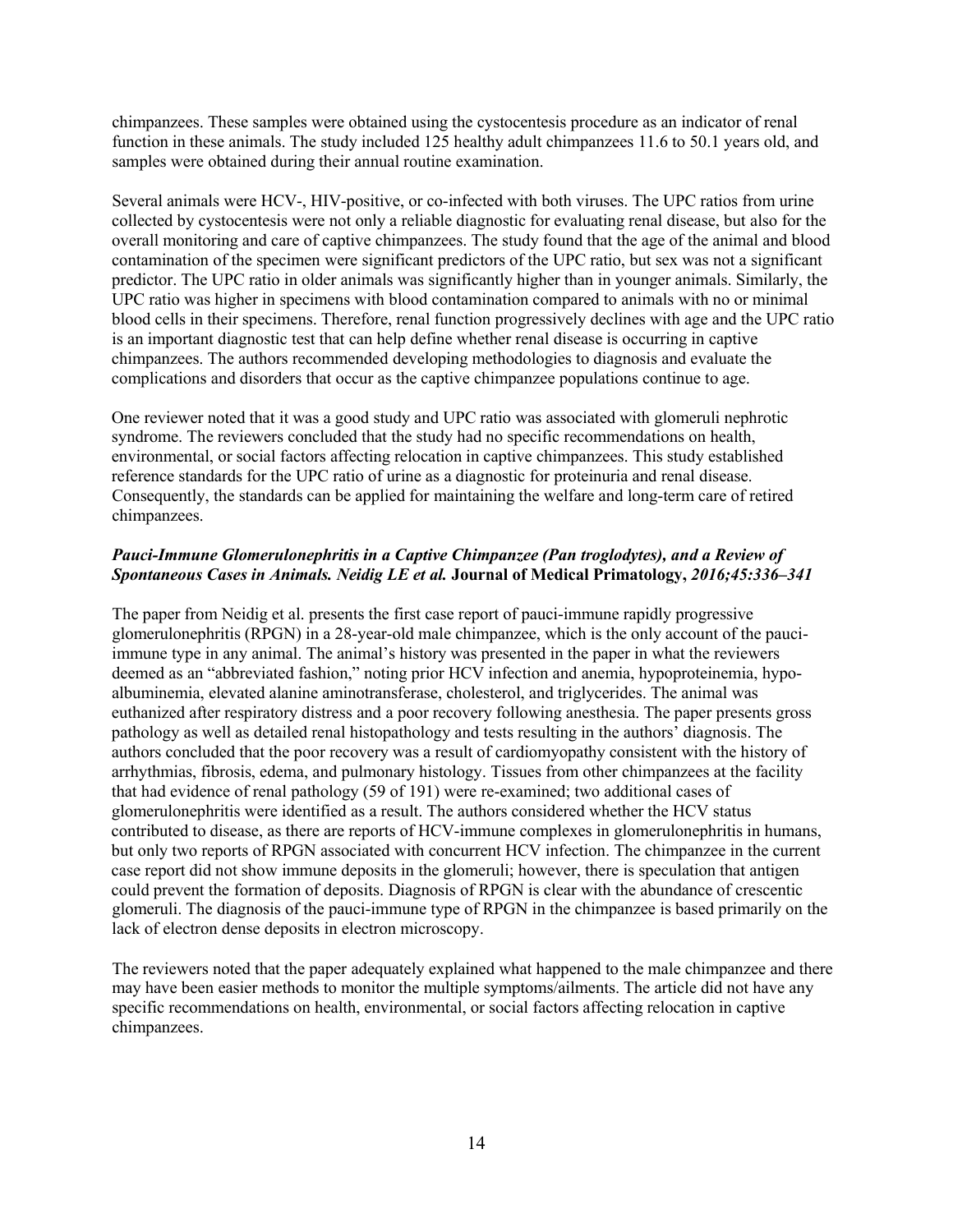chimpanzees. These samples were obtained using the cystocentesis procedure as an indicator of renal function in these animals. The study included 125 healthy adult chimpanzees 11.6 to 50.1 years old, and samples were obtained during their annual routine examination.

Several animals were HCV-, HIV-positive, or co-infected with both viruses. The UPC ratios from urine collected by cystocentesis were not only a reliable diagnostic for evaluating renal disease, but also for the overall monitoring and care of captive chimpanzees. The study found that the age of the animal and blood contamination of the specimen were significant predictors of the UPC ratio, but sex was not a significant predictor. The UPC ratio in older animals was significantly higher than in younger animals. Similarly, the UPC ratio was higher in specimens with blood contamination compared to animals with no or minimal blood cells in their specimens. Therefore, renal function progressively declines with age and the UPC ratio is an important diagnostic test that can help define whether renal disease is occurring in captive chimpanzees. The authors recommended developing methodologies to diagnosis and evaluate the complications and disorders that occur as the captive chimpanzee populations continue to age.

One reviewer noted that it was a good study and UPC ratio was associated with glomeruli nephrotic syndrome. The reviewers concluded that the study had no specific recommendations on health, environmental, or social factors affecting relocation in captive chimpanzees. This study established reference standards for the UPC ratio of urine as a diagnostic for proteinuria and renal disease. Consequently, the standards can be applied for maintaining the welfare and long-term care of retired chimpanzees.

### *Pauci-Immune Glomerulonephritis in a Captive Chimpanzee (Pan troglodytes), and a Review of Spontaneous Cases in Animals. Neidig LE et al.* **Journal of Medical Primatology,** *2016;45:336–341*

The paper from Neidig et al. presents the first case report of pauci-immune rapidly progressive glomerulonephritis (RPGN) in a 28-year-old male chimpanzee, which is the only account of the pauci-immune type in any animal. The animal's history was presented in the paper in what the reviewers deemed as an "abbreviated fashion," noting prior HCV infection and anemia, hypoproteinemia, hypo-albuminemia, elevated alanine aminotransferase, cholesterol, and triglycerides. The animal was euthanized after respiratory distress and a poor recovery following anesthesia. The paper presents gross pathology as well as detailed renal histopathology and tests resulting in the authors' diagnosis. The authors concluded that the poor recovery was a result of cardiomyopathy consistent with the history of arrhythmias, fibrosis, edema, and pulmonary histology. Tissues from other chimpanzees at the facility that had evidence of renal pathology (59 of 191) were re-examined; two additional cases of glomerulonephritis were identified as a result. The authors considered whether the HCV status contributed to disease, as there are reports of HCV-immune complexes in glomerulonephritis in humans, but only two reports of RPGN associated with concurrent HCV infection. The chimpanzee in the current case report did not show immune deposits in the glomeruli; however, there is speculation that antigen could prevent the formation of deposits. Diagnosis of RPGN is clear with the abundance of crescentic glomeruli. The diagnosis of the pauci-immune type of RPGN in the chimpanzee is based primarily on the lack of electron dense deposits in electron microscopy.

The reviewers noted that the paper adequately explained what happened to the male chimpanzee and there may have been easier methods to monitor the multiple symptoms/ailments. The article did not have any specific recommendations on health, environmental, or social factors affecting relocation in captive chimpanzees.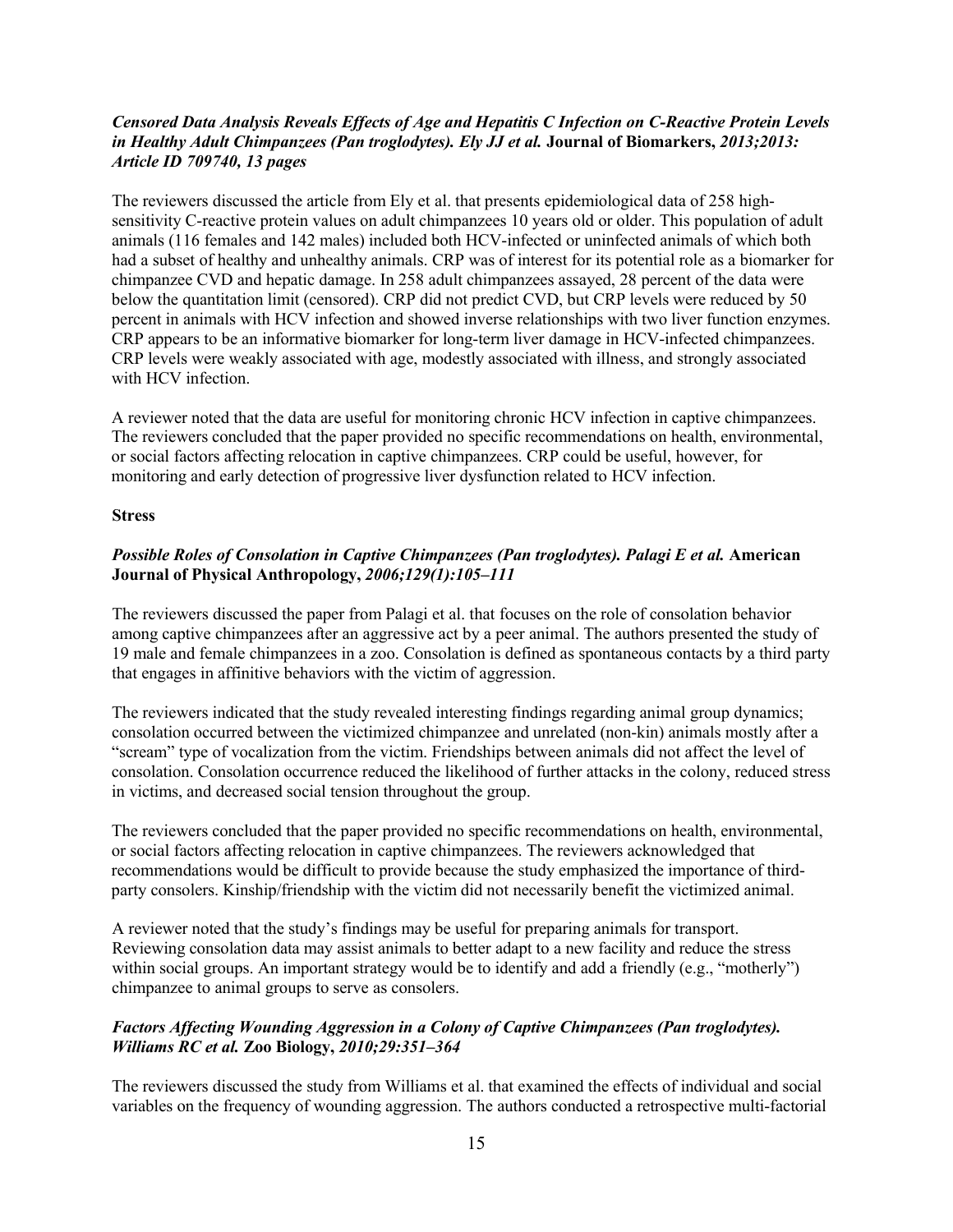***Censored Data Analysis Reveals Effects of Age and Hepatitis C Infection on C-Reactive Protein Levels in Healthy Adult Chimpanzees (Pan troglodytes). Ely JJ et al.* Journal of Biomarkers, *2013;2013: Article ID 709740, 13 pages***

The reviewers discussed the article from Ely et al. that presents epidemiological data of 258 high-sensitivity C-reactive protein values on adult chimpanzees 10 years old or older. This population of adult animals (116 females and 142 males) included both HCV-infected or uninfected animals of which both had a subset of healthy and unhealthy animals. CRP was of interest for its potential role as a biomarker for chimpanzee CVD and hepatic damage. In 258 adult chimpanzees assayed, 28 percent of the data were below the quantitation limit (censored). CRP did not predict CVD, but CRP levels were reduced by 50 percent in animals with HCV infection and showed inverse relationships with two liver function enzymes. CRP appears to be an informative biomarker for long-term liver damage in HCV-infected chimpanzees. CRP levels were weakly associated with age, modestly associated with illness, and strongly associated with HCV infection.

A reviewer noted that the data are useful for monitoring chronic HCV infection in captive chimpanzees. The reviewers concluded that the paper provided no specific recommendations on health, environmental, or social factors affecting relocation in captive chimpanzees. CRP could be useful, however, for monitoring and early detection of progressive liver dysfunction related to HCV infection.

**Stress**

***Possible Roles of Consolation in Captive Chimpanzees (Pan troglodytes). Palagi E et al.* American Journal of Physical Anthropology, *2006;129(1):105–111***

The reviewers discussed the paper from Palagi et al. that focuses on the role of consolation behavior among captive chimpanzees after an aggressive act by a peer animal. The authors presented the study of 19 male and female chimpanzees in a zoo. Consolation is defined as spontaneous contacts by a third party that engages in affinitive behaviors with the victim of aggression.

The reviewers indicated that the study revealed interesting findings regarding animal group dynamics; consolation occurred between the victimized chimpanzee and unrelated (non-kin) animals mostly after a "scream" type of vocalization from the victim. Friendships between animals did not affect the level of consolation. Consolation occurrence reduced the likelihood of further attacks in the colony, reduced stress in victims, and decreased social tension throughout the group.

The reviewers concluded that the paper provided no specific recommendations on health, environmental, or social factors affecting relocation in captive chimpanzees. The reviewers acknowledged that recommendations would be difficult to provide because the study emphasized the importance of third-party consolers. Kinship/friendship with the victim did not necessarily benefit the victimized animal.

A reviewer noted that the study's findings may be useful for preparing animals for transport. Reviewing consolation data may assist animals to better adapt to a new facility and reduce the stress within social groups. An important strategy would be to identify and add a friendly (e.g., "motherly") chimpanzee to animal groups to serve as consolers.

***Factors Affecting Wounding Aggression in a Colony of Captive Chimpanzees (Pan troglodytes). Williams RC et al.* Zoo Biology, *2010;29:351–364***

The reviewers discussed the study from Williams et al. that examined the effects of individual and social variables on the frequency of wounding aggression. The authors conducted a retrospective multi-factorial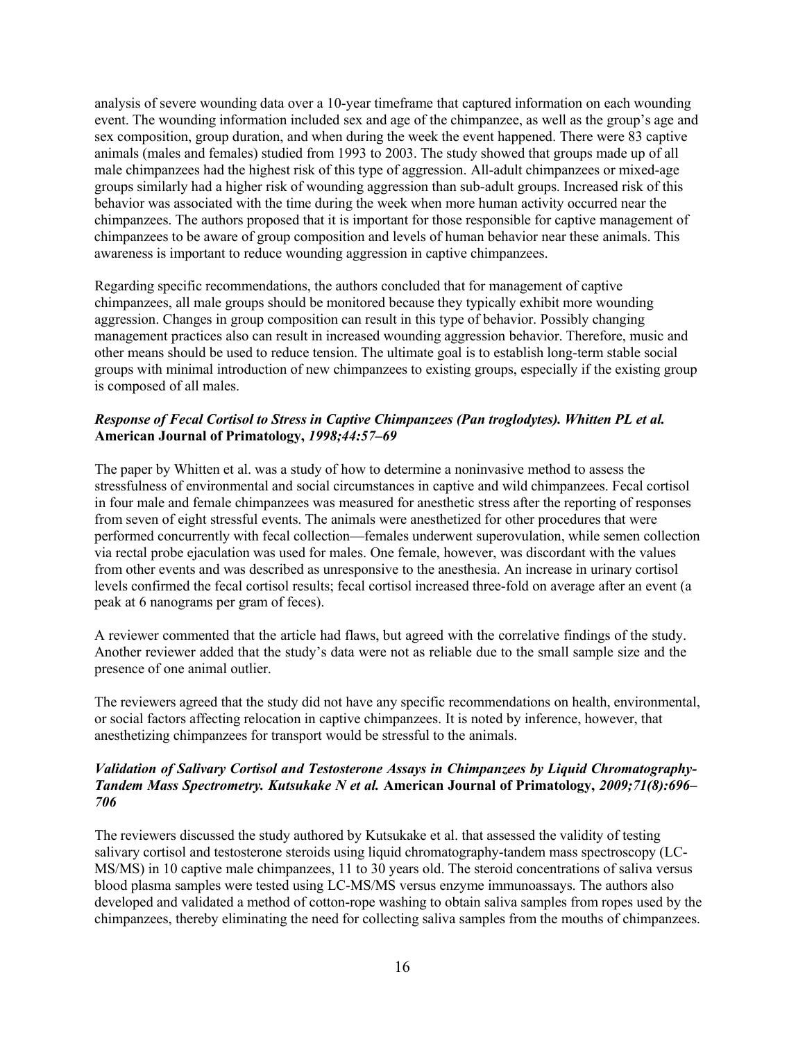analysis of severe wounding data over a 10-year timeframe that captured information on each wounding event. The wounding information included sex and age of the chimpanzee, as well as the group's age and sex composition, group duration, and when during the week the event happened. There were 83 captive animals (males and females) studied from 1993 to 2003. The study showed that groups made up of all male chimpanzees had the highest risk of this type of aggression. All-adult chimpanzees or mixed-age groups similarly had a higher risk of wounding aggression than sub-adult groups. Increased risk of this behavior was associated with the time during the week when more human activity occurred near the chimpanzees. The authors proposed that it is important for those responsible for captive management of chimpanzees to be aware of group composition and levels of human behavior near these animals. This awareness is important to reduce wounding aggression in captive chimpanzees.

Regarding specific recommendations, the authors concluded that for management of captive chimpanzees, all male groups should be monitored because they typically exhibit more wounding aggression. Changes in group composition can result in this type of behavior. Possibly changing management practices also can result in increased wounding aggression behavior. Therefore, music and other means should be used to reduce tension. The ultimate goal is to establish long-term stable social groups with minimal introduction of new chimpanzees to existing groups, especially if the existing group is composed of all males.

#### *Response of Fecal Cortisol to Stress in Captive Chimpanzees (Pan troglodytes). Whitten PL et al.* **American Journal of Primatology,** *1998;44:57–69*

The paper by Whitten et al. was a study of how to determine a noninvasive method to assess the stressfulness of environmental and social circumstances in captive and wild chimpanzees. Fecal cortisol in four male and female chimpanzees was measured for anesthetic stress after the reporting of responses from seven of eight stressful events. The animals were anesthetized for other procedures that were performed concurrently with fecal collection—females underwent superovulation, while semen collection via rectal probe ejaculation was used for males. One female, however, was discordant with the values from other events and was described as unresponsive to the anesthesia. An increase in urinary cortisol levels confirmed the fecal cortisol results; fecal cortisol increased three-fold on average after an event (a peak at 6 nanograms per gram of feces).

A reviewer commented that the article had flaws, but agreed with the correlative findings of the study. Another reviewer added that the study's data were not as reliable due to the small sample size and the presence of one animal outlier.

The reviewers agreed that the study did not have any specific recommendations on health, environmental, or social factors affecting relocation in captive chimpanzees. It is noted by inference, however, that anesthetizing chimpanzees for transport would be stressful to the animals.

#### *Validation of Salivary Cortisol and Testosterone Assays in Chimpanzees by Liquid Chromatography-Tandem Mass Spectrometry. Kutsukake N et al.* **American Journal of Primatology,** *2009;71(8):696–706*

The reviewers discussed the study authored by Kutsukake et al. that assessed the validity of testing salivary cortisol and testosterone steroids using liquid chromatography-tandem mass spectroscopy (LC-MS/MS) in 10 captive male chimpanzees, 11 to 30 years old. The steroid concentrations of saliva versus blood plasma samples were tested using LC-MS/MS versus enzyme immunoassays. The authors also developed and validated a method of cotton-rope washing to obtain saliva samples from ropes used by the chimpanzees, thereby eliminating the need for collecting saliva samples from the mouths of chimpanzees.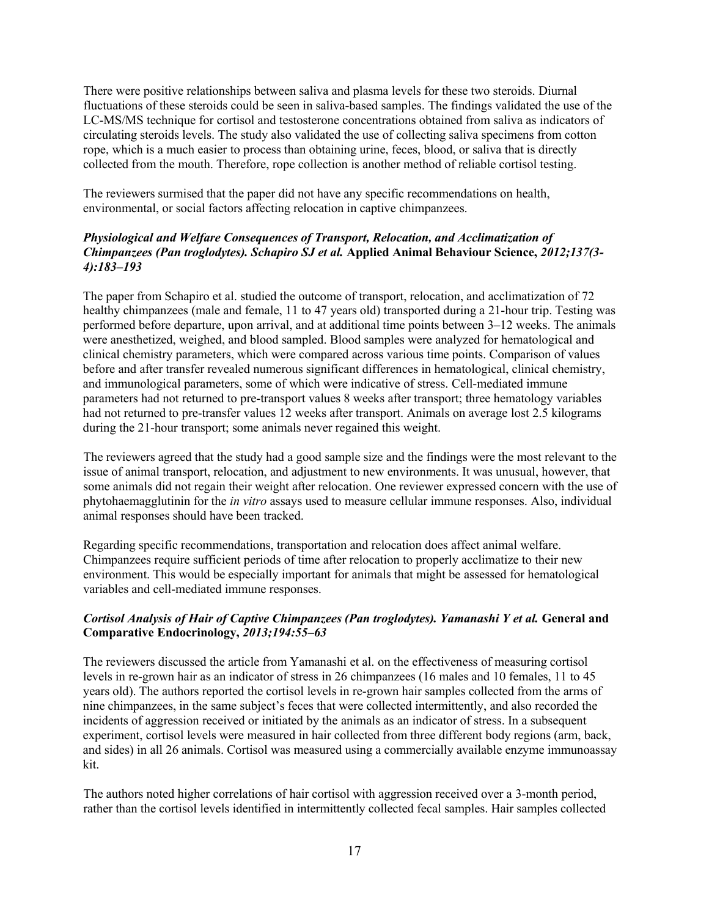There were positive relationships between saliva and plasma levels for these two steroids. Diurnal fluctuations of these steroids could be seen in saliva-based samples. The findings validated the use of the LC-MS/MS technique for cortisol and testosterone concentrations obtained from saliva as indicators of circulating steroids levels. The study also validated the use of collecting saliva specimens from cotton rope, which is a much easier to process than obtaining urine, feces, blood, or saliva that is directly collected from the mouth. Therefore, rope collection is another method of reliable cortisol testing.

The reviewers surmised that the paper did not have any specific recommendations on health, environmental, or social factors affecting relocation in captive chimpanzees.

### *Physiological and Welfare Consequences of Transport, Relocation, and Acclimatization of Chimpanzees (Pan troglodytes). Schapiro SJ et al.* **Applied Animal Behaviour Science,** *2012;137(3-4):183–193*

The paper from Schapiro et al. studied the outcome of transport, relocation, and acclimatization of 72 healthy chimpanzees (male and female, 11 to 47 years old) transported during a 21-hour trip. Testing was performed before departure, upon arrival, and at additional time points between 3–12 weeks. The animals were anesthetized, weighed, and blood sampled. Blood samples were analyzed for hematological and clinical chemistry parameters, which were compared across various time points. Comparison of values before and after transfer revealed numerous significant differences in hematological, clinical chemistry, and immunological parameters, some of which were indicative of stress. Cell-mediated immune parameters had not returned to pre-transport values 8 weeks after transport; three hematology variables had not returned to pre-transfer values 12 weeks after transport. Animals on average lost 2.5 kilograms during the 21-hour transport; some animals never regained this weight.

The reviewers agreed that the study had a good sample size and the findings were the most relevant to the issue of animal transport, relocation, and adjustment to new environments. It was unusual, however, that some animals did not regain their weight after relocation. One reviewer expressed concern with the use of phytohaemagglutinin for the *in vitro* assays used to measure cellular immune responses. Also, individual animal responses should have been tracked.

Regarding specific recommendations, transportation and relocation does affect animal welfare. Chimpanzees require sufficient periods of time after relocation to properly acclimatize to their new environment. This would be especially important for animals that might be assessed for hematological variables and cell-mediated immune responses.

### *Cortisol Analysis of Hair of Captive Chimpanzees (Pan troglodytes). Yamanashi Y et al.* **General and Comparative Endocrinology,** *2013;194:55–63*

The reviewers discussed the article from Yamanashi et al. on the effectiveness of measuring cortisol levels in re-grown hair as an indicator of stress in 26 chimpanzees (16 males and 10 females, 11 to 45 years old). The authors reported the cortisol levels in re-grown hair samples collected from the arms of nine chimpanzees, in the same subject's feces that were collected intermittently, and also recorded the incidents of aggression received or initiated by the animals as an indicator of stress. In a subsequent experiment, cortisol levels were measured in hair collected from three different body regions (arm, back, and sides) in all 26 animals. Cortisol was measured using a commercially available enzyme immunoassay kit.

The authors noted higher correlations of hair cortisol with aggression received over a 3-month period, rather than the cortisol levels identified in intermittently collected fecal samples. Hair samples collected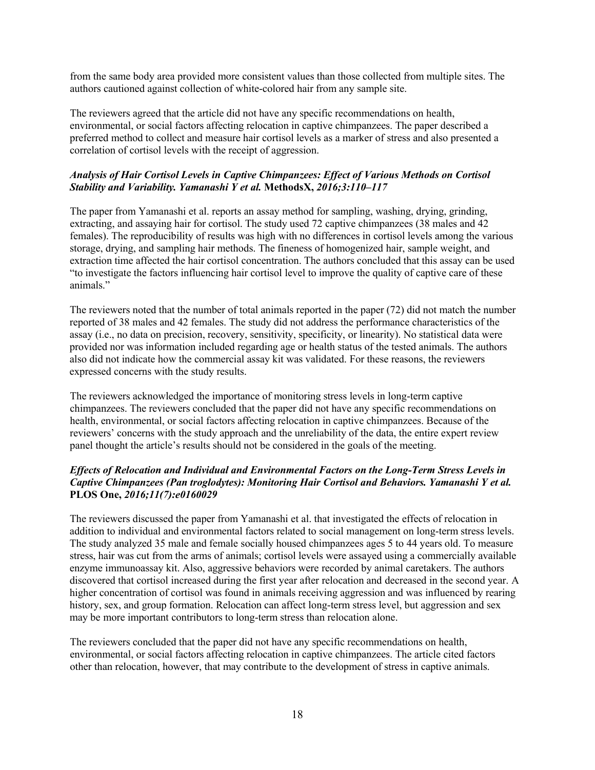from the same body area provided more consistent values than those collected from multiple sites. The authors cautioned against collection of white-colored hair from any sample site.

The reviewers agreed that the article did not have any specific recommendations on health, environmental, or social factors affecting relocation in captive chimpanzees. The paper described a preferred method to collect and measure hair cortisol levels as a marker of stress and also presented a correlation of cortisol levels with the receipt of aggression.

### *Analysis of Hair Cortisol Levels in Captive Chimpanzees: Effect of Various Methods on Cortisol Stability and Variability. Yamanashi Y et al.* **MethodsX,** *2016;3:110–117*

The paper from Yamanashi et al. reports an assay method for sampling, washing, drying, grinding, extracting, and assaying hair for cortisol. The study used 72 captive chimpanzees (38 males and 42 females). The reproducibility of results was high with no differences in cortisol levels among the various storage, drying, and sampling hair methods. The fineness of homogenized hair, sample weight, and extraction time affected the hair cortisol concentration. The authors concluded that this assay can be used "to investigate the factors influencing hair cortisol level to improve the quality of captive care of these animals."

The reviewers noted that the number of total animals reported in the paper (72) did not match the number reported of 38 males and 42 females. The study did not address the performance characteristics of the assay (i.e., no data on precision, recovery, sensitivity, specificity, or linearity). No statistical data were provided nor was information included regarding age or health status of the tested animals. The authors also did not indicate how the commercial assay kit was validated. For these reasons, the reviewers expressed concerns with the study results.

The reviewers acknowledged the importance of monitoring stress levels in long-term captive chimpanzees. The reviewers concluded that the paper did not have any specific recommendations on health, environmental, or social factors affecting relocation in captive chimpanzees. Because of the reviewers' concerns with the study approach and the unreliability of the data, the entire expert review panel thought the article's results should not be considered in the goals of the meeting.

### *Effects of Relocation and Individual and Environmental Factors on the Long-Term Stress Levels in Captive Chimpanzees (Pan troglodytes): Monitoring Hair Cortisol and Behaviors. Yamanashi Y et al.* **PLOS One,** *2016;11(7):e0160029*

The reviewers discussed the paper from Yamanashi et al. that investigated the effects of relocation in addition to individual and environmental factors related to social management on long-term stress levels. The study analyzed 35 male and female socially housed chimpanzees ages 5 to 44 years old. To measure stress, hair was cut from the arms of animals; cortisol levels were assayed using a commercially available enzyme immunoassay kit. Also, aggressive behaviors were recorded by animal caretakers. The authors discovered that cortisol increased during the first year after relocation and decreased in the second year. A higher concentration of cortisol was found in animals receiving aggression and was influenced by rearing history, sex, and group formation. Relocation can affect long-term stress level, but aggression and sex may be more important contributors to long-term stress than relocation alone.

The reviewers concluded that the paper did not have any specific recommendations on health, environmental, or social factors affecting relocation in captive chimpanzees. The article cited factors other than relocation, however, that may contribute to the development of stress in captive animals.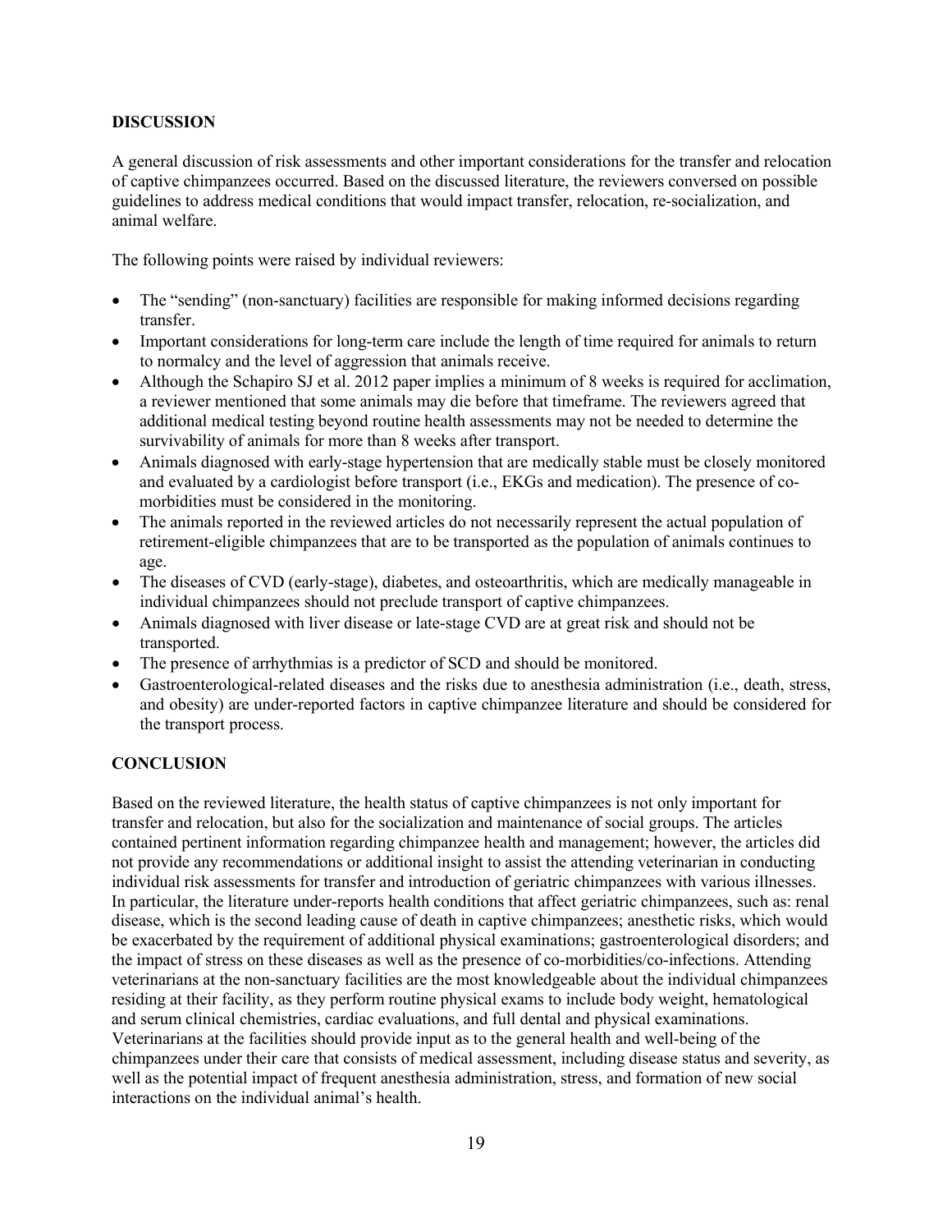## DISCUSSION

A general discussion of risk assessments and other important considerations for the transfer and relocation of captive chimpanzees occurred. Based on the discussed literature, the reviewers conversed on possible guidelines to address medical conditions that would impact transfer, relocation, re-socialization, and animal welfare.

The following points were raised by individual reviewers:

- The "sending" (non-sanctuary) facilities are responsible for making informed decisions regarding transfer.
- Important considerations for long-term care include the length of time required for animals to return to normalcy and the level of aggression that animals receive.
- Although the Schapiro SJ et al. 2012 paper implies a minimum of 8 weeks is required for acclimation, a reviewer mentioned that some animals may die before that timeframe. The reviewers agreed that additional medical testing beyond routine health assessments may not be needed to determine the survivability of animals for more than 8 weeks after transport.
- Animals diagnosed with early-stage hypertension that are medically stable must be closely monitored and evaluated by a cardiologist before transport (i.e., EKGs and medication). The presence of co-morbidities must be considered in the monitoring.
- The animals reported in the reviewed articles do not necessarily represent the actual population of retirement-eligible chimpanzees that are to be transported as the population of animals continues to age.
- The diseases of CVD (early-stage), diabetes, and osteoarthritis, which are medically manageable in individual chimpanzees should not preclude transport of captive chimpanzees.
- Animals diagnosed with liver disease or late-stage CVD are at great risk and should not be transported.
- The presence of arrhythmias is a predictor of SCD and should be monitored.
- Gastroenterological-related diseases and the risks due to anesthesia administration (i.e., death, stress, and obesity) are under-reported factors in captive chimpanzee literature and should be considered for the transport process.

## CONCLUSION

Based on the reviewed literature, the health status of captive chimpanzees is not only important for transfer and relocation, but also for the socialization and maintenance of social groups. The articles contained pertinent information regarding chimpanzee health and management; however, the articles did not provide any recommendations or additional insight to assist the attending veterinarian in conducting individual risk assessments for transfer and introduction of geriatric chimpanzees with various illnesses. In particular, the literature under-reports health conditions that affect geriatric chimpanzees, such as: renal disease, which is the second leading cause of death in captive chimpanzees; anesthetic risks, which would be exacerbated by the requirement of additional physical examinations; gastroenterological disorders; and the impact of stress on these diseases as well as the presence of co-morbidities/co-infections. Attending veterinarians at the non-sanctuary facilities are the most knowledgeable about the individual chimpanzees residing at their facility, as they perform routine physical exams to include body weight, hematological and serum clinical chemistries, cardiac evaluations, and full dental and physical examinations. Veterinarians at the facilities should provide input as to the general health and well-being of the chimpanzees under their care that consists of medical assessment, including disease status and severity, as well as the potential impact of frequent anesthesia administration, stress, and formation of new social interactions on the individual animal's health.